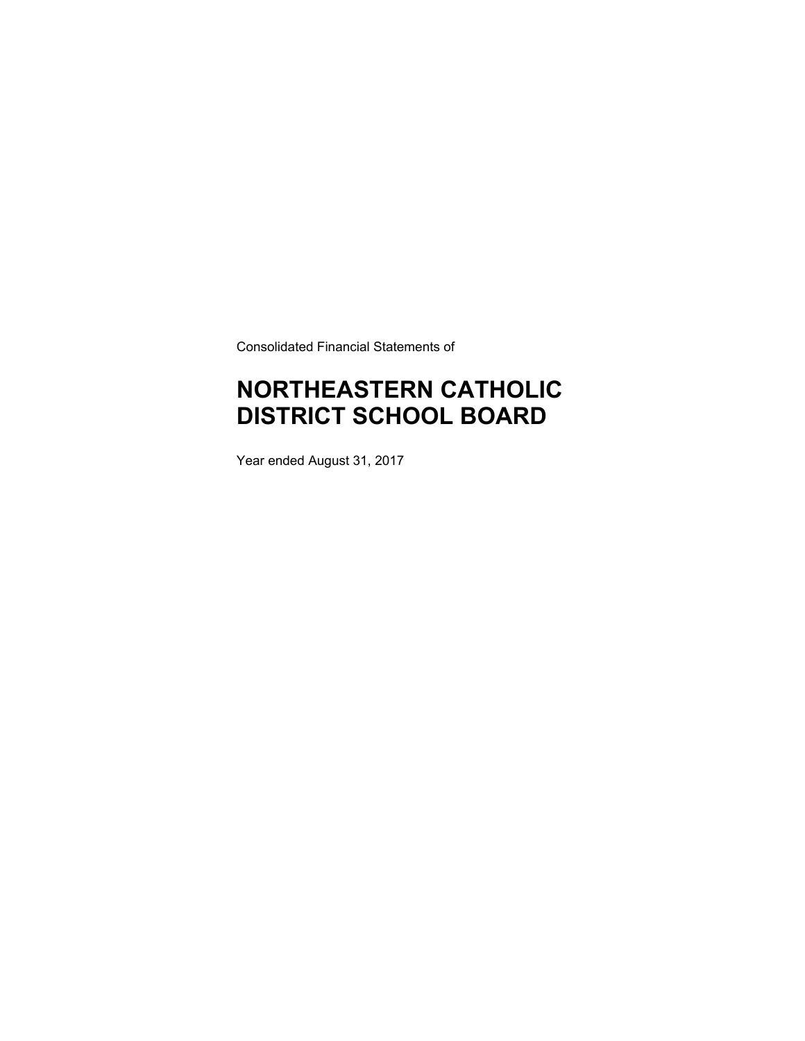Consolidated Financial Statements of

# NORTHEASTERN CATHOLIC DISTRICT SCHOOL BOARD

Year ended August 31, 2017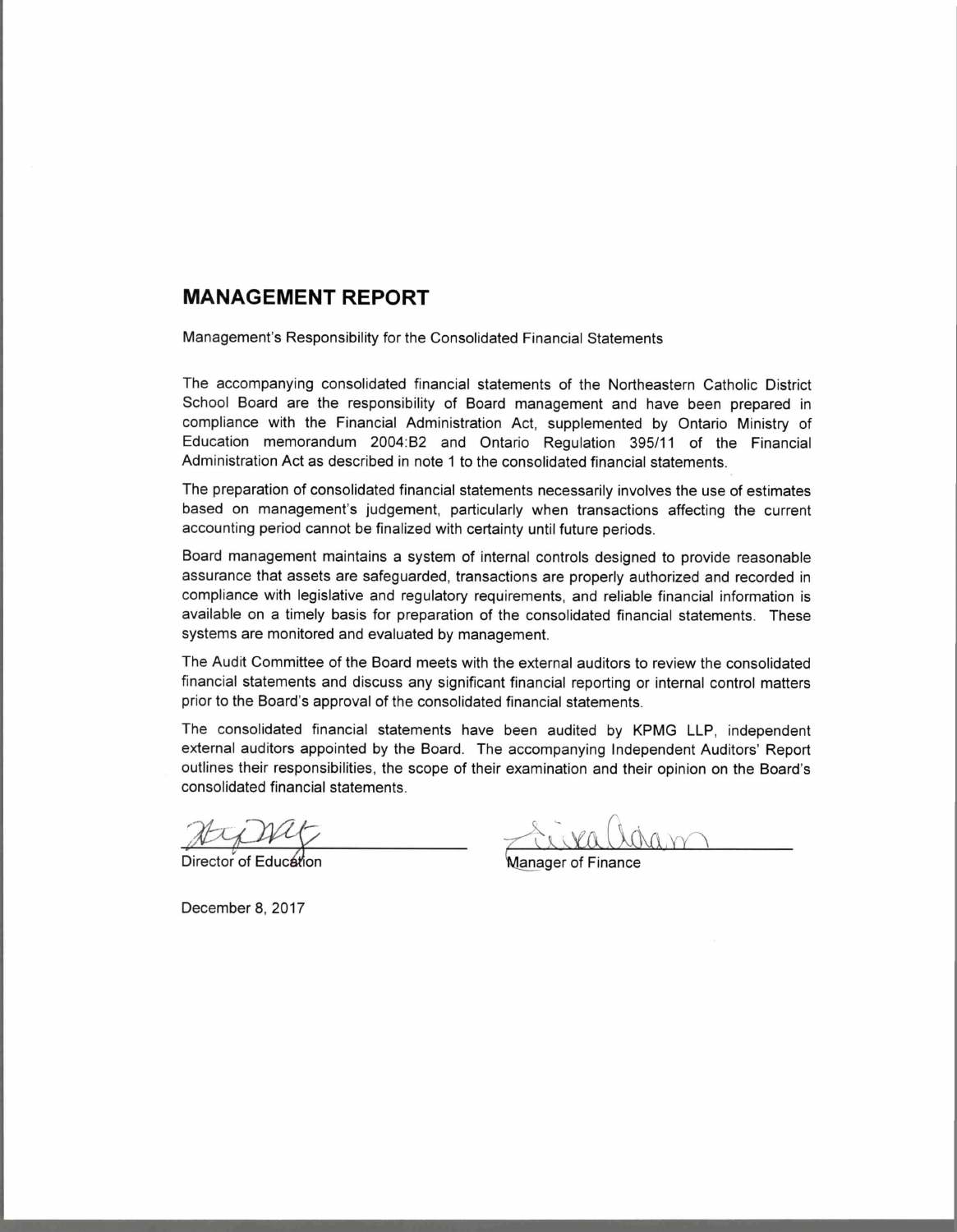## MANAGEMENT REPORT

Management's Responsibility for the Consolidated Financial Statements

The accompanying consolidated financial statements of the Northeastern Catholic District School Board are the responsibility of Board management and have been prepared in compliance with the Financial Administration Act, supplemented by Ontario Ministry of Education memorandum 2004:B2 and Ontario Regulation 395/11 of the Financial Administration Act as described in note 1 to the consolidated financial statements.

The preparation of consolidated financial statements necessarily involves the use of estimates based on management's judgement, particularly when transactions affecting the current accounting period cannot be finalized with certainty until future periods.

Board management maintains a system of internal controls designed to provide reasonable assurance that assets are safeguarded, transactions are properly authorized and recorded in compliance with legislative and regulatory requirements, and reliable financial information is available on a timely basis for preparation of the consolidated financial statements. These systems are monitored and evaluated by management.

The Audit Committee of the Board meets with the external auditors to review the consolidated financial statements and discuss any significant financial reporting or internal control matters prior to the Board's approval of the consolidated financial statements.

The consolidated financial statements have been audited by KPMG LLP, independent external auditors appointed by the Board. The accompanying Independent Auditors' Report outlines their responsibilities, the scope of their examination and their opinion on the Board's consolidated financial statements.

Director of Education

Manager of Finance

December 8, 2017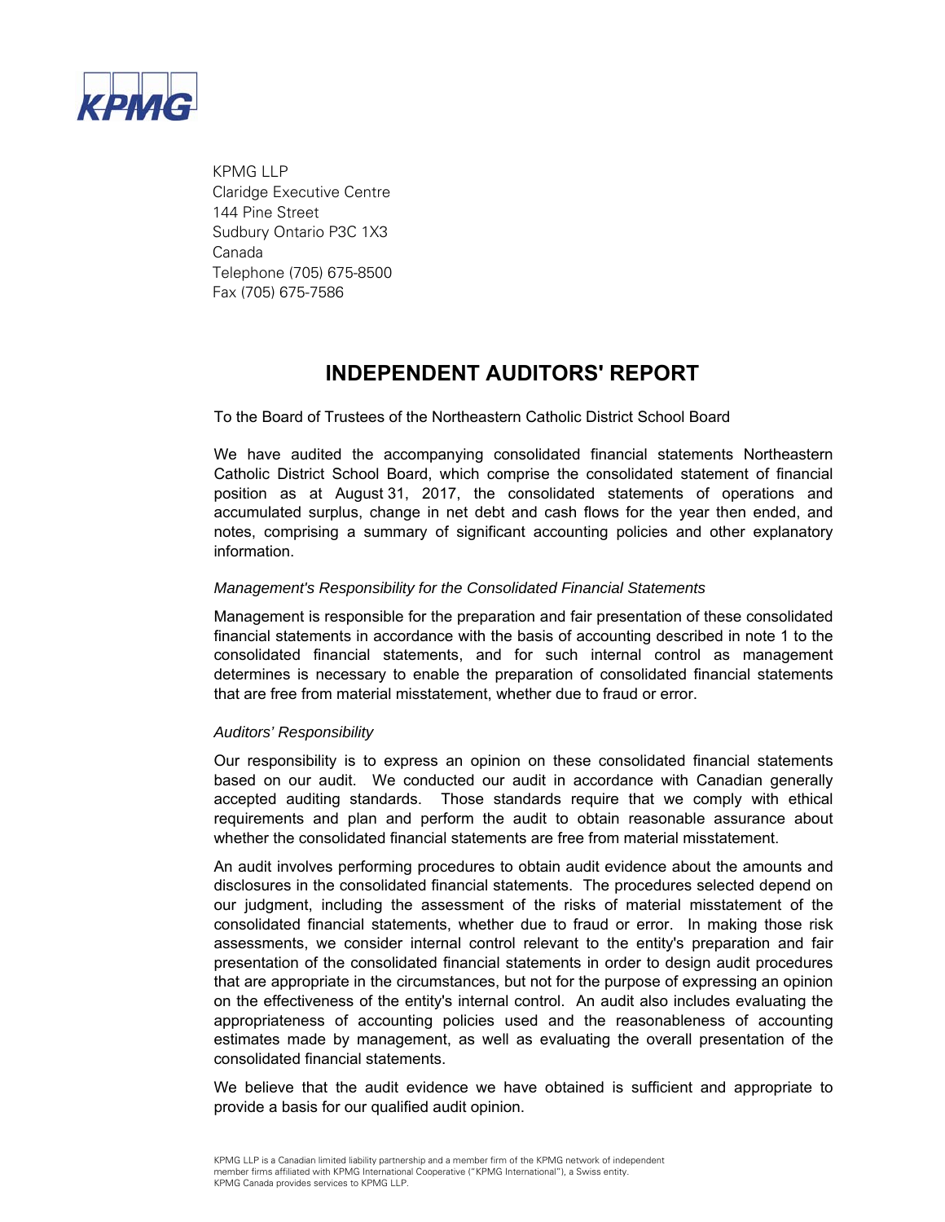KPMG

KPMG LLP
Claridge Executive Centre
144 Pine Street
Sudbury Ontario P3C 1X3
Canada
Telephone (705) 675-8500
Fax (705) 675-7586

# INDEPENDENT AUDITORS' REPORT

To the Board of Trustees of the Northeastern Catholic District School Board

We have audited the accompanying consolidated financial statements Northeastern Catholic District School Board, which comprise the consolidated statement of financial position as at August 31, 2017, the consolidated statements of operations and accumulated surplus, change in net debt and cash flows for the year then ended, and notes, comprising a summary of significant accounting policies and other explanatory information.

*Management's Responsibility for the Consolidated Financial Statements*

Management is responsible for the preparation and fair presentation of these consolidated financial statements in accordance with the basis of accounting described in note 1 to the consolidated financial statements, and for such internal control as management determines is necessary to enable the preparation of consolidated financial statements that are free from material misstatement, whether due to fraud or error.

*Auditors' Responsibility*

Our responsibility is to express an opinion on these consolidated financial statements based on our audit. We conducted our audit in accordance with Canadian generally accepted auditing standards. Those standards require that we comply with ethical requirements and plan and perform the audit to obtain reasonable assurance about whether the consolidated financial statements are free from material misstatement.

An audit involves performing procedures to obtain audit evidence about the amounts and disclosures in the consolidated financial statements. The procedures selected depend on our judgment, including the assessment of the risks of material misstatement of the consolidated financial statements, whether due to fraud or error. In making those risk assessments, we consider internal control relevant to the entity's preparation and fair presentation of the consolidated financial statements in order to design audit procedures that are appropriate in the circumstances, but not for the purpose of expressing an opinion on the effectiveness of the entity's internal control. An audit also includes evaluating the appropriateness of accounting policies used and the reasonableness of accounting estimates made by management, as well as evaluating the overall presentation of the consolidated financial statements.

We believe that the audit evidence we have obtained is sufficient and appropriate to provide a basis for our qualified audit opinion.

KPMG LLP is a Canadian limited liability partnership and a member firm of the KPMG network of independent member firms affiliated with KPMG International Cooperative ("KPMG International"), a Swiss entity. KPMG Canada provides services to KPMG LLP.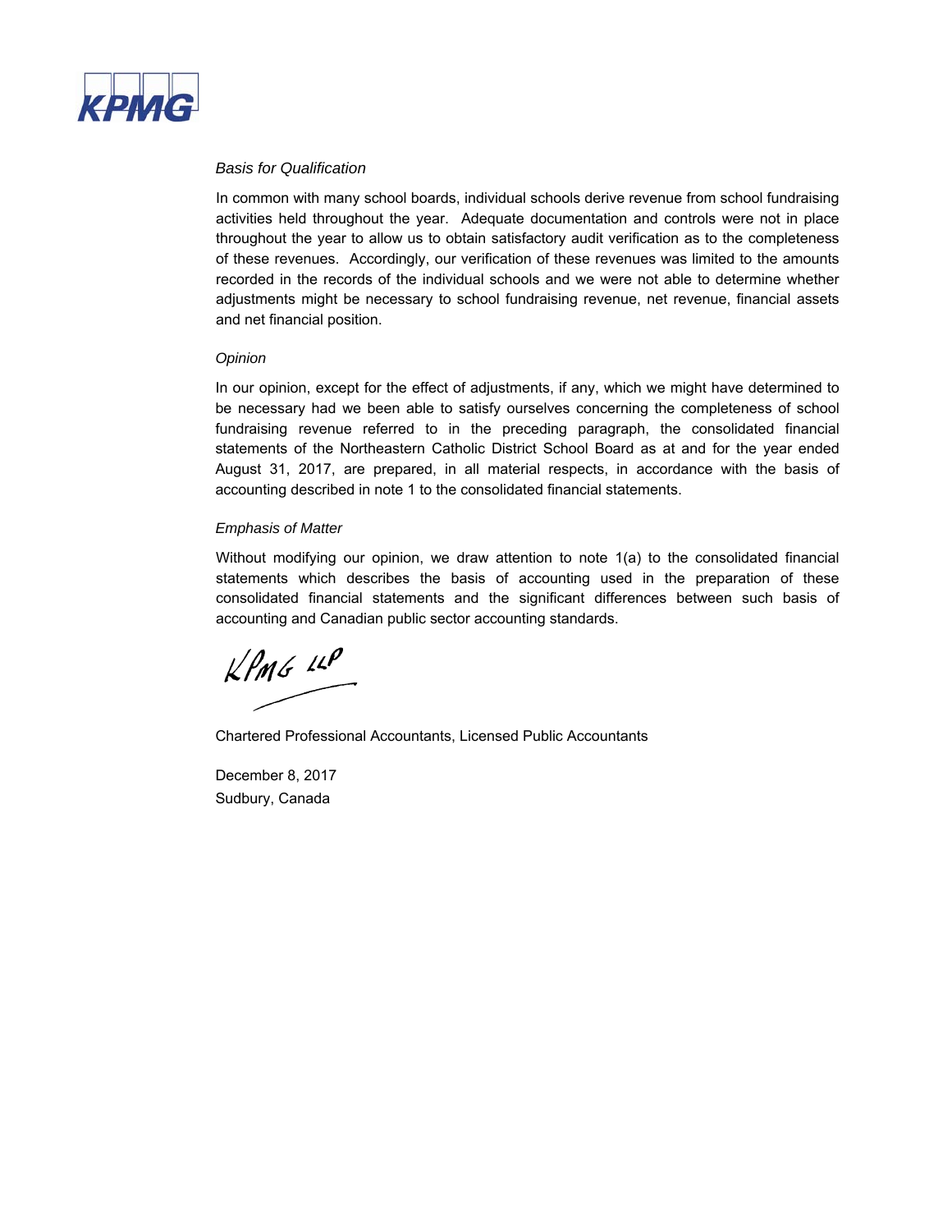*Basis for Qualification*

In common with many school boards, individual schools derive revenue from school fundraising activities held throughout the year. Adequate documentation and controls were not in place throughout the year to allow us to obtain satisfactory audit verification as to the completeness of these revenues. Accordingly, our verification of these revenues was limited to the amounts recorded in the records of the individual schools and we were not able to determine whether adjustments might be necessary to school fundraising revenue, net revenue, financial assets and net financial position.

*Opinion*

In our opinion, except for the effect of adjustments, if any, which we might have determined to be necessary had we been able to satisfy ourselves concerning the completeness of school fundraising revenue referred to in the preceding paragraph, the consolidated financial statements of the Northeastern Catholic District School Board as at and for the year ended August 31, 2017, are prepared, in all material respects, in accordance with the basis of accounting described in note 1 to the consolidated financial statements.

*Emphasis of Matter*

Without modifying our opinion, we draw attention to note 1(a) to the consolidated financial statements which describes the basis of accounting used in the preparation of these consolidated financial statements and the significant differences between such basis of accounting and Canadian public sector accounting standards.

KPMG LLP

Chartered Professional Accountants, Licensed Public Accountants

December 8, 2017
Sudbury, Canada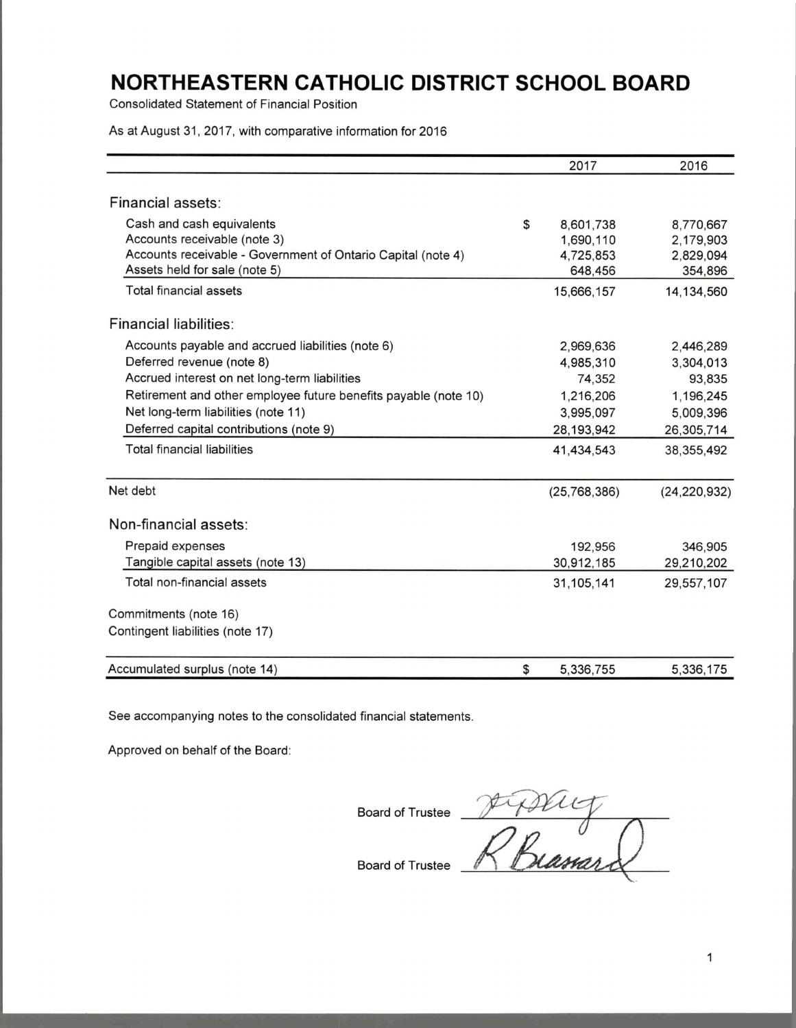# NORTHEASTERN CATHOLIC DISTRICT SCHOOL BOARD

Consolidated Statement of Financial Position

As at August 31, 2017, with comparative information for 2016

| | 2017 | 2016 |
|---|---|---|
| **Financial assets:** | | |
| Cash and cash equivalents | $ 8,601,738 | 8,770,667 |
| Accounts receivable (note 3) | 1,690,110 | 2,179,903 |
| Accounts receivable - Government of Ontario Capital (note 4) | 4,725,853 | 2,829,094 |
| Assets held for sale (note 5) | 648,456 | 354,896 |
| Total financial assets | 15,666,157 | 14,134,560 |
| **Financial liabilities:** | | |
| Accounts payable and accrued liabilities (note 6) | 2,969,636 | 2,446,289 |
| Deferred revenue (note 8) | 4,985,310 | 3,304,013 |
| Accrued interest on net long-term liabilities | 74,352 | 93,835 |
| Retirement and other employee future benefits payable (note 10) | 1,216,206 | 1,196,245 |
| Net long-term liabilities (note 11) | 3,995,097 | 5,009,396 |
| Deferred capital contributions (note 9) | 28,193,942 | 26,305,714 |
| Total financial liabilities | 41,434,543 | 38,355,492 |
| Net debt | (25,768,386) | (24,220,932) |
| **Non-financial assets:** | | |
| Prepaid expenses | 192,956 | 346,905 |
| Tangible capital assets (note 13) | 30,912,185 | 29,210,202 |
| Total non-financial assets | 31,105,141 | 29,557,107 |
| Commitments (note 16) | | |
| Contingent liabilities (note 17) | | |
| Accumulated surplus (note 14) | $ 5,336,755 | 5,336,175 |

See accompanying notes to the consolidated financial statements.

Approved on behalf of the Board:

Board of Trustee ____________________

Board of Trustee ____________________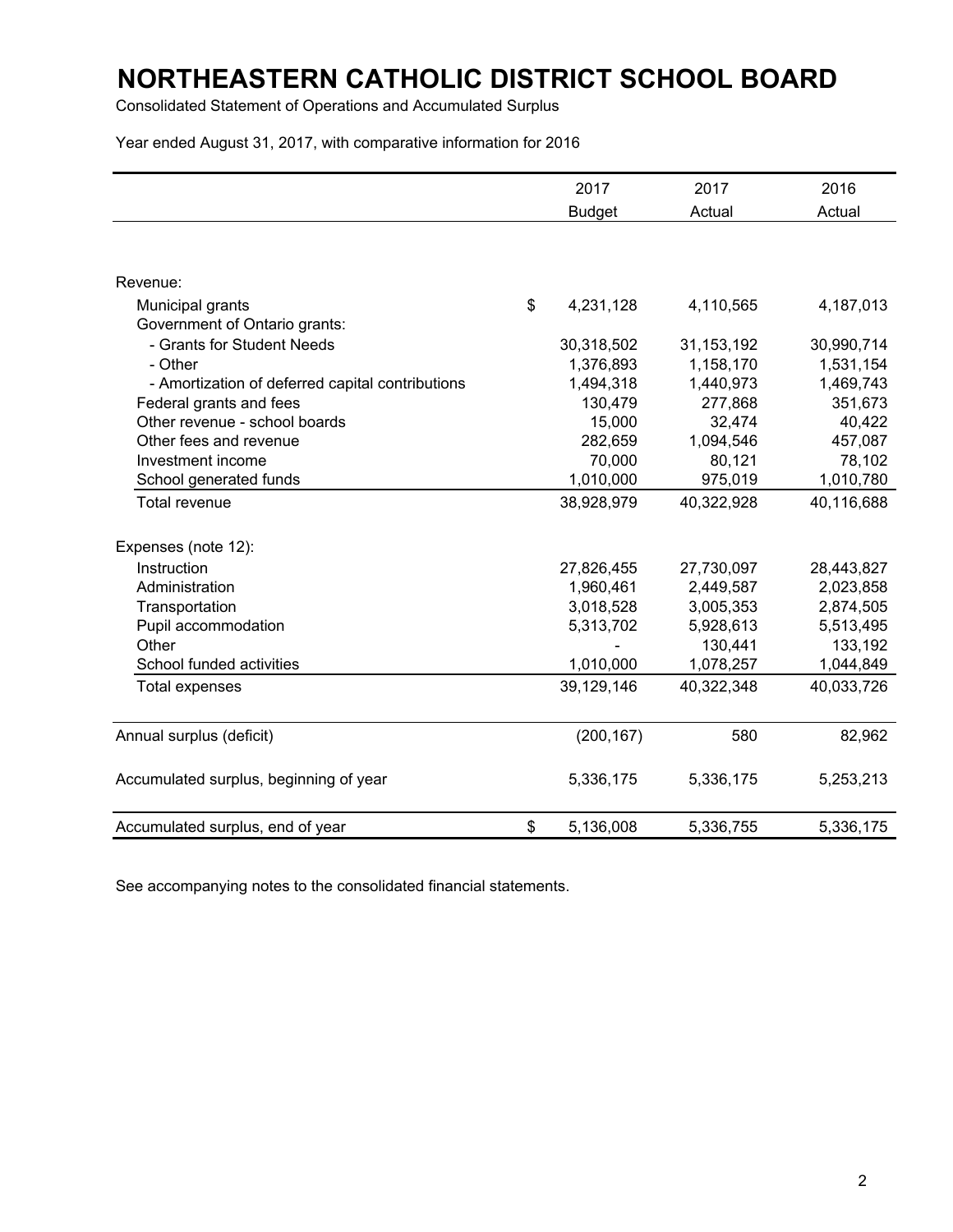# NORTHEASTERN CATHOLIC DISTRICT SCHOOL BOARD

Consolidated Statement of Operations and Accumulated Surplus

Year ended August 31, 2017, with comparative information for 2016

| | 2017 Budget | 2017 Actual | 2016 Actual |
|---|---|---|---|
| Revenue: | | | |
| Municipal grants | $ 4,231,128 | 4,110,565 | 4,187,013 |
| Government of Ontario grants: | | | |
| - Grants for Student Needs | 30,318,502 | 31,153,192 | 30,990,714 |
| - Other | 1,376,893 | 1,158,170 | 1,531,154 |
| - Amortization of deferred capital contributions | 1,494,318 | 1,440,973 | 1,469,743 |
| Federal grants and fees | 130,479 | 277,868 | 351,673 |
| Other revenue - school boards | 15,000 | 32,474 | 40,422 |
| Other fees and revenue | 282,659 | 1,094,546 | 457,087 |
| Investment income | 70,000 | 80,121 | 78,102 |
| School generated funds | 1,010,000 | 975,019 | 1,010,780 |
| Total revenue | 38,928,979 | 40,322,928 | 40,116,688 |
| Expenses (note 12): | | | |
| Instruction | 27,826,455 | 27,730,097 | 28,443,827 |
| Administration | 1,960,461 | 2,449,587 | 2,023,858 |
| Transportation | 3,018,528 | 3,005,353 | 2,874,505 |
| Pupil accommodation | 5,313,702 | 5,928,613 | 5,513,495 |
| Other | - | 130,441 | 133,192 |
| School funded activities | 1,010,000 | 1,078,257 | 1,044,849 |
| Total expenses | 39,129,146 | 40,322,348 | 40,033,726 |
| Annual surplus (deficit) | (200,167) | 580 | 82,962 |
| Accumulated surplus, beginning of year | 5,336,175 | 5,336,175 | 5,253,213 |
| Accumulated surplus, end of year | $ 5,136,008 | 5,336,755 | 5,336,175 |

See accompanying notes to the consolidated financial statements.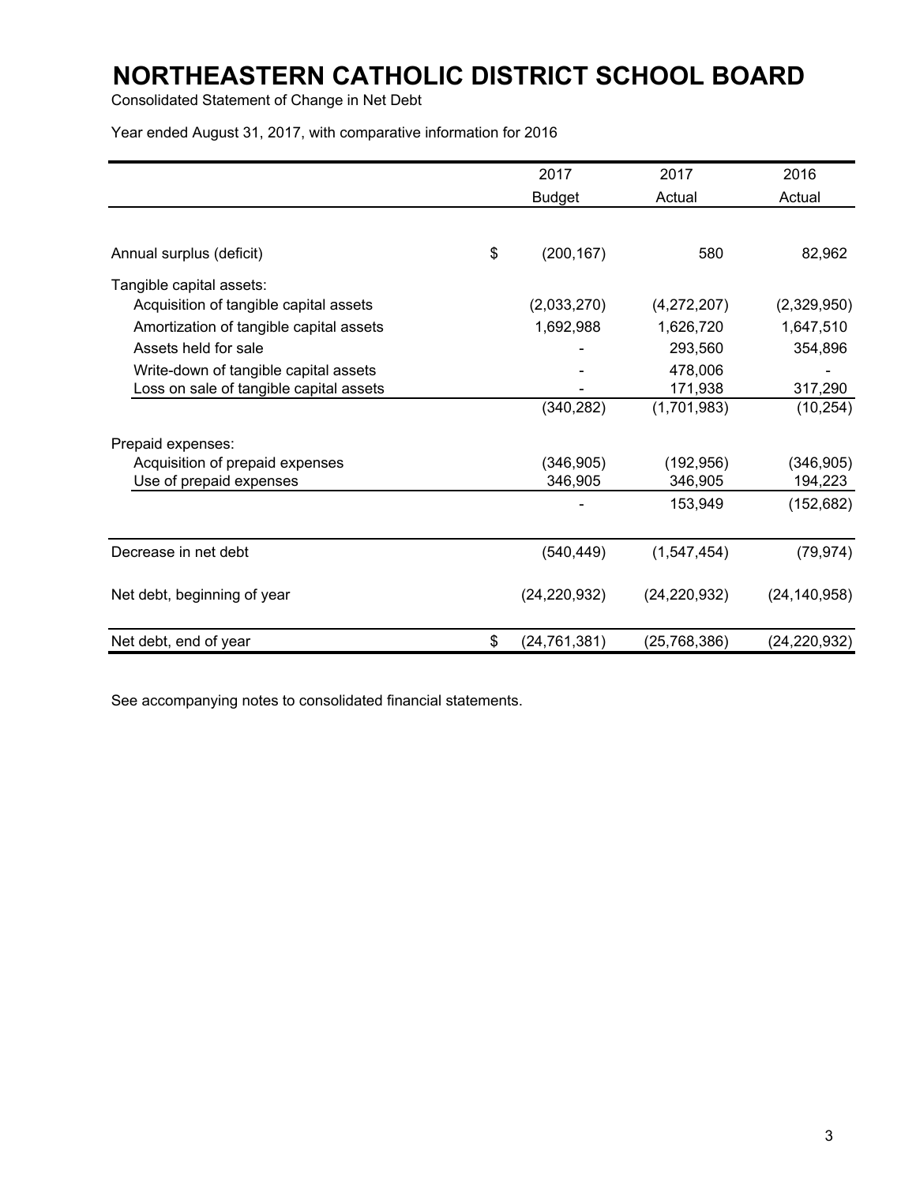# NORTHEASTERN CATHOLIC DISTRICT SCHOOL BOARD

Consolidated Statement of Change in Net Debt

Year ended August 31, 2017, with comparative information for 2016

| | 2017 Budget | 2017 Actual | 2016 Actual |
|---|---|---|---|
| Annual surplus (deficit) | $ (200,167) | 580 | 82,962 |
| Tangible capital assets: | | | |
| Acquisition of tangible capital assets | (2,033,270) | (4,272,207) | (2,329,950) |
| Amortization of tangible capital assets | 1,692,988 | 1,626,720 | 1,647,510 |
| Assets held for sale | - | 293,560 | 354,896 |
| Write-down of tangible capital assets | - | 478,006 | - |
| Loss on sale of tangible capital assets | - | 171,938 | 317,290 |
| | (340,282) | (1,701,983) | (10,254) |
| Prepaid expenses: | | | |
| Acquisition of prepaid expenses | (346,905) | (192,956) | (346,905) |
| Use of prepaid expenses | 346,905 | 346,905 | 194,223 |
| | - | 153,949 | (152,682) |
| Decrease in net debt | (540,449) | (1,547,454) | (79,974) |
| Net debt, beginning of year | (24,220,932) | (24,220,932) | (24,140,958) |
| Net debt, end of year | $ (24,761,381) | (25,768,386) | (24,220,932) |

See accompanying notes to consolidated financial statements.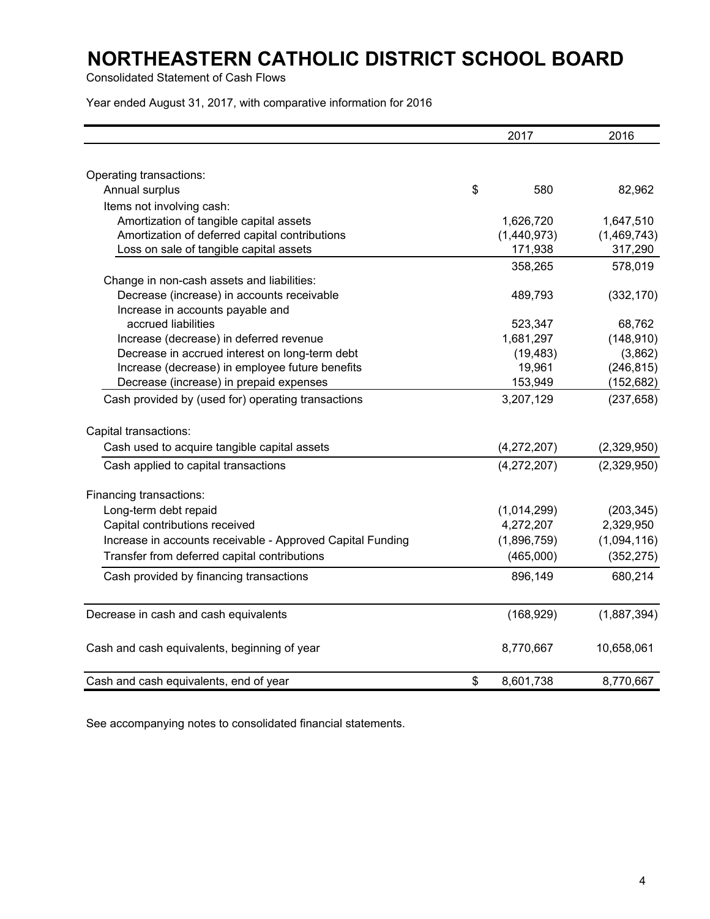# NORTHEASTERN CATHOLIC DISTRICT SCHOOL BOARD

Consolidated Statement of Cash Flows

Year ended August 31, 2017, with comparative information for 2016

| | 2017 | 2016 |
|---|---|---|
| Operating transactions: | | |
| Annual surplus | $ 580 | 82,962 |
| Items not involving cash: | | |
| Amortization of tangible capital assets | 1,626,720 | 1,647,510 |
| Amortization of deferred capital contributions | (1,440,973) | (1,469,743) |
| Loss on sale of tangible capital assets | 171,938 | 317,290 |
| | 358,265 | 578,019 |
| Change in non-cash assets and liabilities: | | |
| Decrease (increase) in accounts receivable | 489,793 | (332,170) |
| Increase in accounts payable and accrued liabilities | 523,347 | 68,762 |
| Increase (decrease) in deferred revenue | 1,681,297 | (148,910) |
| Decrease in accrued interest on long-term debt | (19,483) | (3,862) |
| Increase (decrease) in employee future benefits | 19,961 | (246,815) |
| Decrease (increase) in prepaid expenses | 153,949 | (152,682) |
| Cash provided by (used for) operating transactions | 3,207,129 | (237,658) |
| Capital transactions: | | |
| Cash used to acquire tangible capital assets | (4,272,207) | (2,329,950) |
| Cash applied to capital transactions | (4,272,207) | (2,329,950) |
| Financing transactions: | | |
| Long-term debt repaid | (1,014,299) | (203,345) |
| Capital contributions received | 4,272,207 | 2,329,950 |
| Increase in accounts receivable - Approved Capital Funding | (1,896,759) | (1,094,116) |
| Transfer from deferred capital contributions | (465,000) | (352,275) |
| Cash provided by financing transactions | 896,149 | 680,214 |
| Decrease in cash and cash equivalents | (168,929) | (1,887,394) |
| Cash and cash equivalents, beginning of year | 8,770,667 | 10,658,061 |
| Cash and cash equivalents, end of year | $ 8,601,738 | 8,770,667 |

See accompanying notes to consolidated financial statements.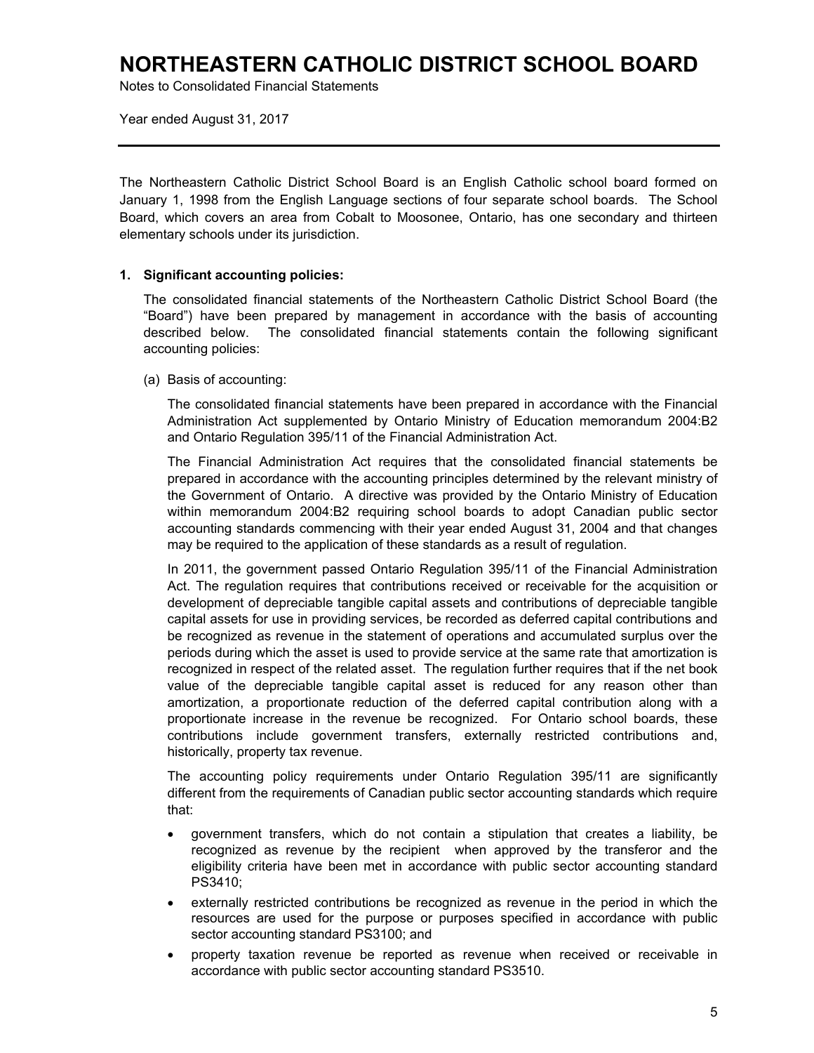# NORTHEASTERN CATHOLIC DISTRICT SCHOOL BOARD

Notes to Consolidated Financial Statements

Year ended August 31, 2017

---

The Northeastern Catholic District School Board is an English Catholic school board formed on January 1, 1998 from the English Language sections of four separate school boards. The School Board, which covers an area from Cobalt to Moosonee, Ontario, has one secondary and thirteen elementary schools under its jurisdiction.

## 1. Significant accounting policies:

The consolidated financial statements of the Northeastern Catholic District School Board (the "Board") have been prepared by management in accordance with the basis of accounting described below. The consolidated financial statements contain the following significant accounting policies:

(a) Basis of accounting:

The consolidated financial statements have been prepared in accordance with the Financial Administration Act supplemented by Ontario Ministry of Education memorandum 2004:B2 and Ontario Regulation 395/11 of the Financial Administration Act.

The Financial Administration Act requires that the consolidated financial statements be prepared in accordance with the accounting principles determined by the relevant ministry of the Government of Ontario. A directive was provided by the Ontario Ministry of Education within memorandum 2004:B2 requiring school boards to adopt Canadian public sector accounting standards commencing with their year ended August 31, 2004 and that changes may be required to the application of these standards as a result of regulation.

In 2011, the government passed Ontario Regulation 395/11 of the Financial Administration Act. The regulation requires that contributions received or receivable for the acquisition or development of depreciable tangible capital assets and contributions of depreciable tangible capital assets for use in providing services, be recorded as deferred capital contributions and be recognized as revenue in the statement of operations and accumulated surplus over the periods during which the asset is used to provide service at the same rate that amortization is recognized in respect of the related asset. The regulation further requires that if the net book value of the depreciable tangible capital asset is reduced for any reason other than amortization, a proportionate reduction of the deferred capital contribution along with a proportionate increase in the revenue be recognized. For Ontario school boards, these contributions include government transfers, externally restricted contributions and, historically, property tax revenue.

The accounting policy requirements under Ontario Regulation 395/11 are significantly different from the requirements of Canadian public sector accounting standards which require that:

- government transfers, which do not contain a stipulation that creates a liability, be recognized as revenue by the recipient when approved by the transferor and the eligibility criteria have been met in accordance with public sector accounting standard PS3410;
- externally restricted contributions be recognized as revenue in the period in which the resources are used for the purpose or purposes specified in accordance with public sector accounting standard PS3100; and
- property taxation revenue be reported as revenue when received or receivable in accordance with public sector accounting standard PS3510.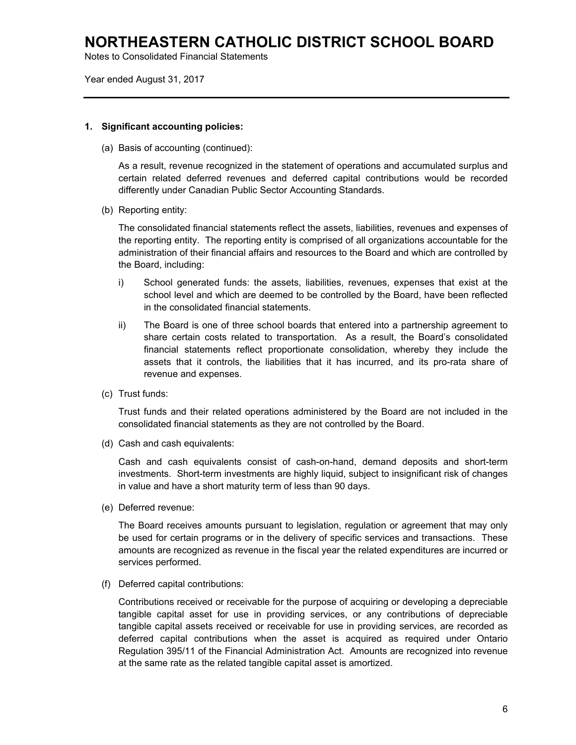## 1. Significant accounting policies:

(a) Basis of accounting (continued):

As a result, revenue recognized in the statement of operations and accumulated surplus and certain related deferred revenues and deferred capital contributions would be recorded differently under Canadian Public Sector Accounting Standards.

(b) Reporting entity:

The consolidated financial statements reflect the assets, liabilities, revenues and expenses of the reporting entity. The reporting entity is comprised of all organizations accountable for the administration of their financial affairs and resources to the Board and which are controlled by the Board, including:

i) School generated funds: the assets, liabilities, revenues, expenses that exist at the school level and which are deemed to be controlled by the Board, have been reflected in the consolidated financial statements.

ii) The Board is one of three school boards that entered into a partnership agreement to share certain costs related to transportation. As a result, the Board's consolidated financial statements reflect proportionate consolidation, whereby they include the assets that it controls, the liabilities that it has incurred, and its pro-rata share of revenue and expenses.

(c) Trust funds:

Trust funds and their related operations administered by the Board are not included in the consolidated financial statements as they are not controlled by the Board.

(d) Cash and cash equivalents:

Cash and cash equivalents consist of cash-on-hand, demand deposits and short-term investments. Short-term investments are highly liquid, subject to insignificant risk of changes in value and have a short maturity term of less than 90 days.

(e) Deferred revenue:

The Board receives amounts pursuant to legislation, regulation or agreement that may only be used for certain programs or in the delivery of specific services and transactions. These amounts are recognized as revenue in the fiscal year the related expenditures are incurred or services performed.

(f) Deferred capital contributions:

Contributions received or receivable for the purpose of acquiring or developing a depreciable tangible capital asset for use in providing services, or any contributions of depreciable tangible capital assets received or receivable for use in providing services, are recorded as deferred capital contributions when the asset is acquired as required under Ontario Regulation 395/11 of the Financial Administration Act. Amounts are recognized into revenue at the same rate as the related tangible capital asset is amortized.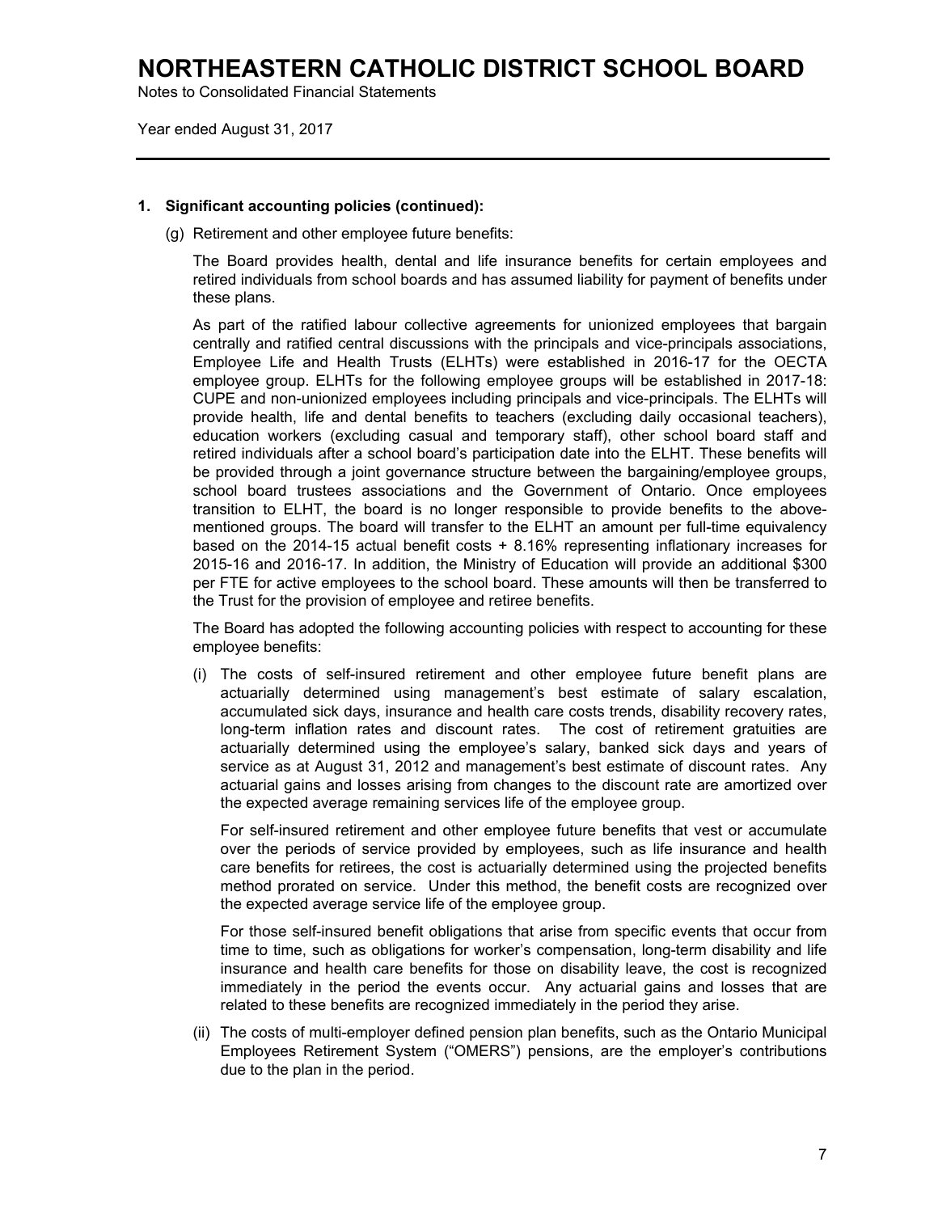## 1. Significant accounting policies (continued):

(g) Retirement and other employee future benefits:

The Board provides health, dental and life insurance benefits for certain employees and retired individuals from school boards and has assumed liability for payment of benefits under these plans.

As part of the ratified labour collective agreements for unionized employees that bargain centrally and ratified central discussions with the principals and vice-principals associations, Employee Life and Health Trusts (ELHTs) were established in 2016-17 for the OECTA employee group. ELHTs for the following employee groups will be established in 2017-18: CUPE and non-unionized employees including principals and vice-principals. The ELHTs will provide health, life and dental benefits to teachers (excluding daily occasional teachers), education workers (excluding casual and temporary staff), other school board staff and retired individuals after a school board's participation date into the ELHT. These benefits will be provided through a joint governance structure between the bargaining/employee groups, school board trustees associations and the Government of Ontario. Once employees transition to ELHT, the board is no longer responsible to provide benefits to the above-mentioned groups. The board will transfer to the ELHT an amount per full-time equivalency based on the 2014-15 actual benefit costs + 8.16% representing inflationary increases for 2015-16 and 2016-17. In addition, the Ministry of Education will provide an additional $300 per FTE for active employees to the school board. These amounts will then be transferred to the Trust for the provision of employee and retiree benefits.

The Board has adopted the following accounting policies with respect to accounting for these employee benefits:

(i) The costs of self-insured retirement and other employee future benefit plans are actuarially determined using management's best estimate of salary escalation, accumulated sick days, insurance and health care costs trends, disability recovery rates, long-term inflation rates and discount rates. The cost of retirement gratuities are actuarially determined using the employee's salary, banked sick days and years of service as at August 31, 2012 and management's best estimate of discount rates. Any actuarial gains and losses arising from changes to the discount rate are amortized over the expected average remaining services life of the employee group.

For self-insured retirement and other employee future benefits that vest or accumulate over the periods of service provided by employees, such as life insurance and health care benefits for retirees, the cost is actuarially determined using the projected benefits method prorated on service. Under this method, the benefit costs are recognized over the expected average service life of the employee group.

For those self-insured benefit obligations that arise from specific events that occur from time to time, such as obligations for worker's compensation, long-term disability and life insurance and health care benefits for those on disability leave, the cost is recognized immediately in the period the events occur. Any actuarial gains and losses that are related to these benefits are recognized immediately in the period they arise.

(ii) The costs of multi-employer defined pension plan benefits, such as the Ontario Municipal Employees Retirement System ("OMERS") pensions, are the employer's contributions due to the plan in the period.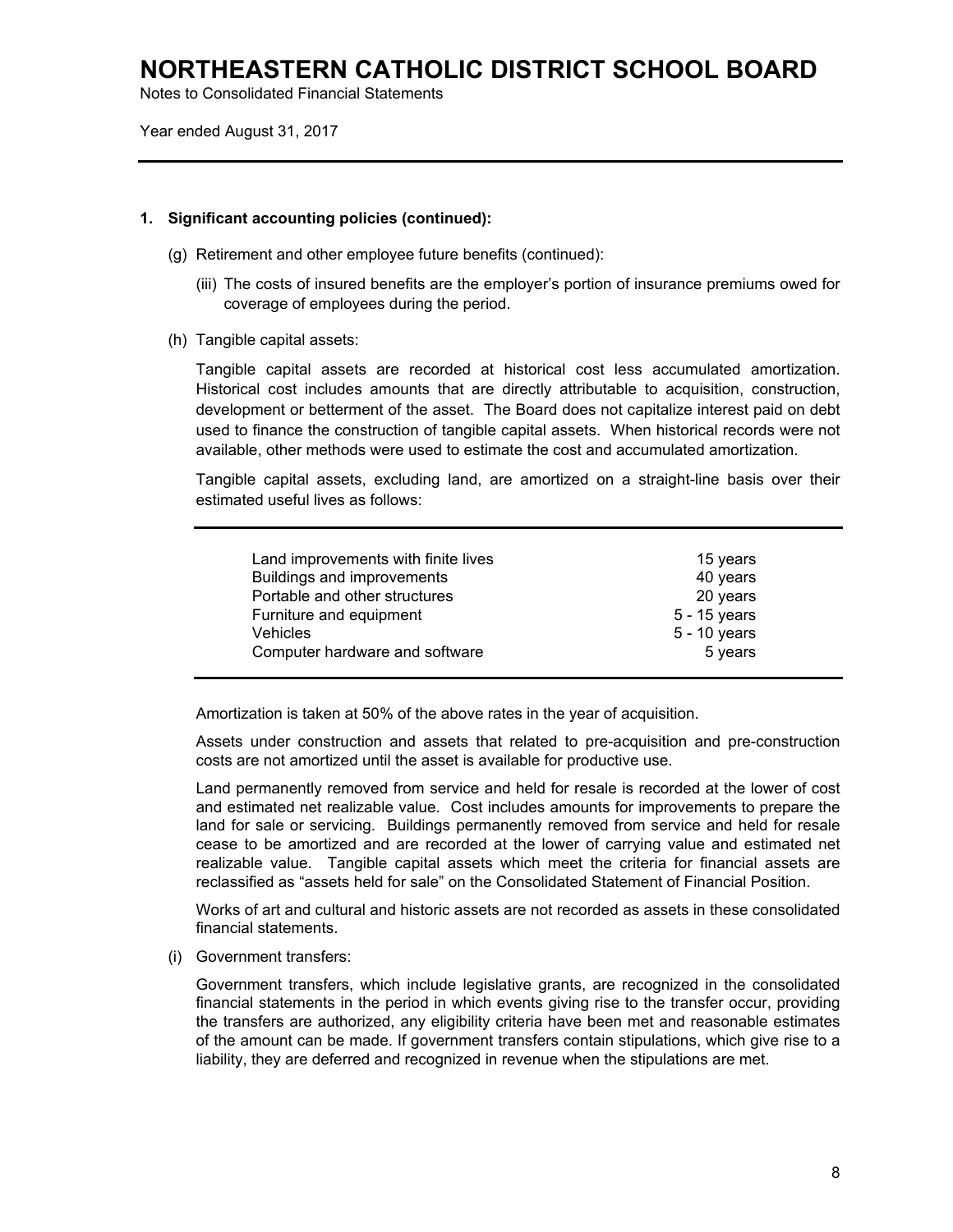## 1. Significant accounting policies (continued):

(g) Retirement and other employee future benefits (continued):

(iii) The costs of insured benefits are the employer's portion of insurance premiums owed for coverage of employees during the period.

(h) Tangible capital assets:

Tangible capital assets are recorded at historical cost less accumulated amortization. Historical cost includes amounts that are directly attributable to acquisition, construction, development or betterment of the asset. The Board does not capitalize interest paid on debt used to finance the construction of tangible capital assets. When historical records were not available, other methods were used to estimate the cost and accumulated amortization.

Tangible capital assets, excluding land, are amortized on a straight-line basis over their estimated useful lives as follows:

| | |
|---|---|
| Land improvements with finite lives | 15 years |
| Buildings and improvements | 40 years |
| Portable and other structures | 20 years |
| Furniture and equipment | 5 - 15 years |
| Vehicles | 5 - 10 years |
| Computer hardware and software | 5 years |

Amortization is taken at 50% of the above rates in the year of acquisition.

Assets under construction and assets that related to pre-acquisition and pre-construction costs are not amortized until the asset is available for productive use.

Land permanently removed from service and held for resale is recorded at the lower of cost and estimated net realizable value. Cost includes amounts for improvements to prepare the land for sale or servicing. Buildings permanently removed from service and held for resale cease to be amortized and are recorded at the lower of carrying value and estimated net realizable value. Tangible capital assets which meet the criteria for financial assets are reclassified as "assets held for sale" on the Consolidated Statement of Financial Position.

Works of art and cultural and historic assets are not recorded as assets in these consolidated financial statements.

(i) Government transfers:

Government transfers, which include legislative grants, are recognized in the consolidated financial statements in the period in which events giving rise to the transfer occur, providing the transfers are authorized, any eligibility criteria have been met and reasonable estimates of the amount can be made. If government transfers contain stipulations, which give rise to a liability, they are deferred and recognized in revenue when the stipulations are met.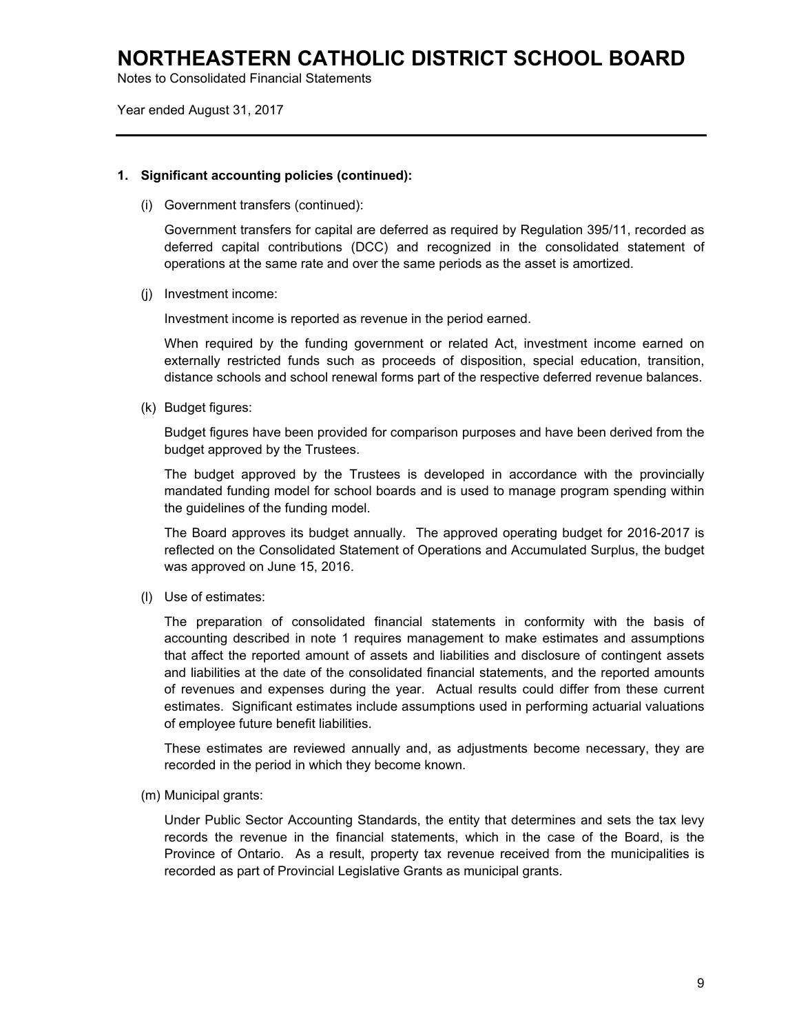# NORTHEASTERN CATHOLIC DISTRICT SCHOOL BOARD

Notes to Consolidated Financial Statements

Year ended August 31, 2017

## 1. Significant accounting policies (continued):

(i) Government transfers (continued):

Government transfers for capital are deferred as required by Regulation 395/11, recorded as deferred capital contributions (DCC) and recognized in the consolidated statement of operations at the same rate and over the same periods as the asset is amortized.

(j) Investment income:

Investment income is reported as revenue in the period earned.

When required by the funding government or related Act, investment income earned on externally restricted funds such as proceeds of disposition, special education, transition, distance schools and school renewal forms part of the respective deferred revenue balances.

(k) Budget figures:

Budget figures have been provided for comparison purposes and have been derived from the budget approved by the Trustees.

The budget approved by the Trustees is developed in accordance with the provincially mandated funding model for school boards and is used to manage program spending within the guidelines of the funding model.

The Board approves its budget annually. The approved operating budget for 2016-2017 is reflected on the Consolidated Statement of Operations and Accumulated Surplus, the budget was approved on June 15, 2016.

(l) Use of estimates:

The preparation of consolidated financial statements in conformity with the basis of accounting described in note 1 requires management to make estimates and assumptions that affect the reported amount of assets and liabilities and disclosure of contingent assets and liabilities at the date of the consolidated financial statements, and the reported amounts of revenues and expenses during the year. Actual results could differ from these current estimates. Significant estimates include assumptions used in performing actuarial valuations of employee future benefit liabilities.

These estimates are reviewed annually and, as adjustments become necessary, they are recorded in the period in which they become known.

(m) Municipal grants:

Under Public Sector Accounting Standards, the entity that determines and sets the tax levy records the revenue in the financial statements, which in the case of the Board, is the Province of Ontario. As a result, property tax revenue received from the municipalities is recorded as part of Provincial Legislative Grants as municipal grants.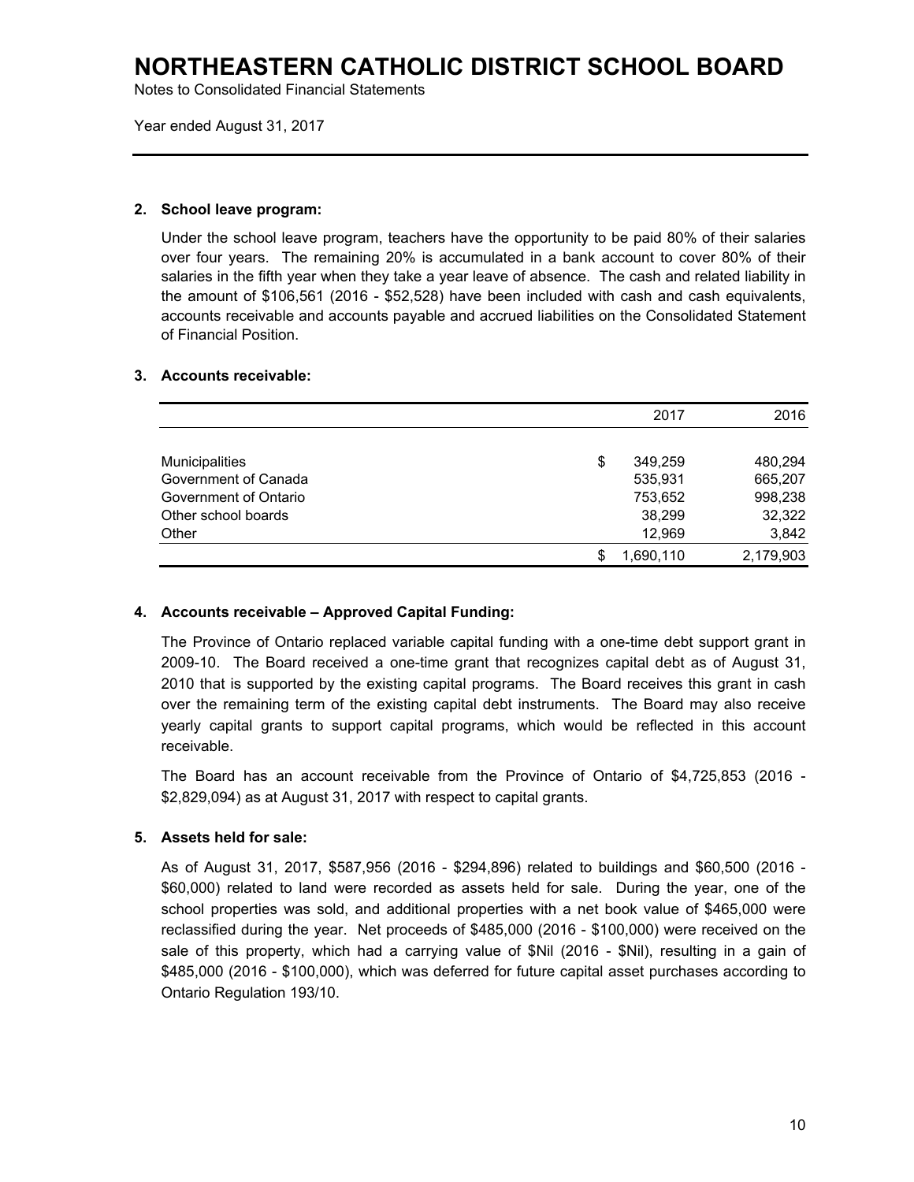# NORTHEASTERN CATHOLIC DISTRICT SCHOOL BOARD

Notes to Consolidated Financial Statements

Year ended August 31, 2017

### 2. School leave program:

Under the school leave program, teachers have the opportunity to be paid 80% of their salaries over four years. The remaining 20% is accumulated in a bank account to cover 80% of their salaries in the fifth year when they take a year leave of absence. The cash and related liability in the amount of $106,561 (2016 - $52,528) have been included with cash and cash equivalents, accounts receivable and accounts payable and accrued liabilities on the Consolidated Statement of Financial Position.

### 3. Accounts receivable:

| | | 2017 | 2016 |
|---|---|---|---|
| Municipalities | $ | 349,259 | 480,294 |
| Government of Canada | | 535,931 | 665,207 |
| Government of Ontario | | 753,652 | 998,238 |
| Other school boards | | 38,299 | 32,322 |
| Other | | 12,969 | 3,842 |
| | $ | 1,690,110 | 2,179,903 |

### 4. Accounts receivable – Approved Capital Funding:

The Province of Ontario replaced variable capital funding with a one-time debt support grant in 2009-10. The Board received a one-time grant that recognizes capital debt as of August 31, 2010 that is supported by the existing capital programs. The Board receives this grant in cash over the remaining term of the existing capital debt instruments. The Board may also receive yearly capital grants to support capital programs, which would be reflected in this account receivable.

The Board has an account receivable from the Province of Ontario of $4,725,853 (2016 - $2,829,094) as at August 31, 2017 with respect to capital grants.

### 5. Assets held for sale:

As of August 31, 2017, $587,956 (2016 - $294,896) related to buildings and $60,500 (2016 - $60,000) related to land were recorded as assets held for sale. During the year, one of the school properties was sold, and additional properties with a net book value of $465,000 were reclassified during the year. Net proceeds of $485,000 (2016 - $100,000) were received on the sale of this property, which had a carrying value of $Nil (2016 - $Nil), resulting in a gain of $485,000 (2016 - $100,000), which was deferred for future capital asset purchases according to Ontario Regulation 193/10.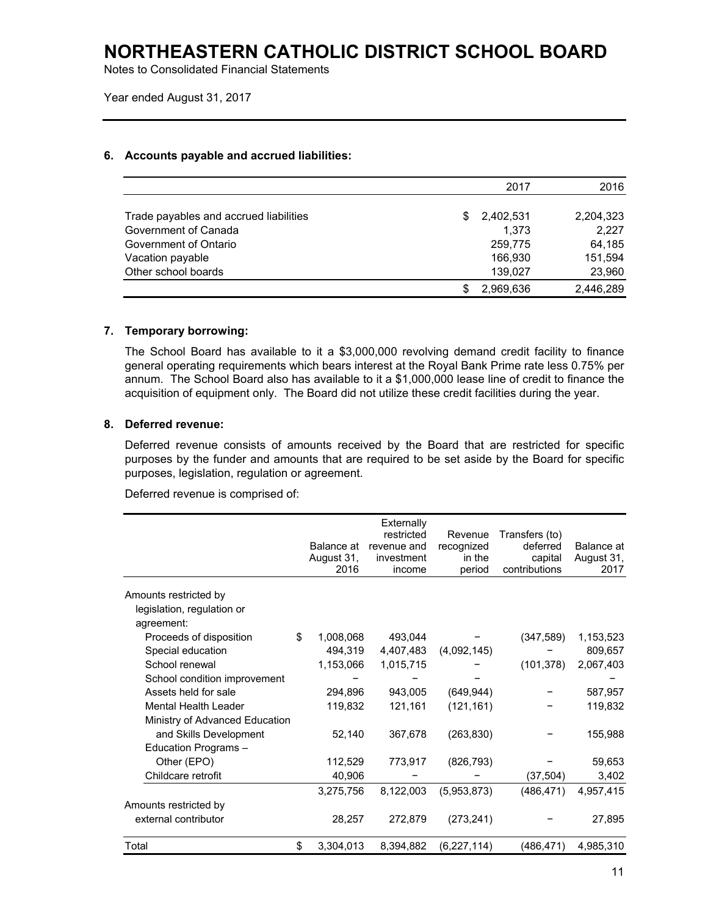# NORTHEASTERN CATHOLIC DISTRICT SCHOOL BOARD

Notes to Consolidated Financial Statements

Year ended August 31, 2017

## 6. Accounts payable and accrued liabilities:

| | 2017 | 2016 |
|---|---|---|
| Trade payables and accrued liabilities | $ 2,402,531 | 2,204,323 |
| Government of Canada | 1,373 | 2,227 |
| Government of Ontario | 259,775 | 64,185 |
| Vacation payable | 166,930 | 151,594 |
| Other school boards | 139,027 | 23,960 |
| | $ 2,969,636 | 2,446,289 |

## 7. Temporary borrowing:

The School Board has available to it a $3,000,000 revolving demand credit facility to finance general operating requirements which bears interest at the Royal Bank Prime rate less 0.75% per annum. The School Board also has available to it a $1,000,000 lease line of credit to finance the acquisition of equipment only. The Board did not utilize these credit facilities during the year.

## 8. Deferred revenue:

Deferred revenue consists of amounts received by the Board that are restricted for specific purposes by the funder and amounts that are required to be set aside by the Board for specific purposes, legislation, regulation or agreement.

Deferred revenue is comprised of:

| | Balance at August 31, 2016 | Externally restricted revenue and investment income | Revenue recognized in the period | Transfers (to) deferred capital contributions | Balance at August 31, 2017 |
|---|---|---|---|---|---|
| Amounts restricted by legislation, regulation or agreement: | | | | | |
| Proceeds of disposition | $ 1,008,068 | 493,044 | – | (347,589) | 1,153,523 |
| Special education | 494,319 | 4,407,483 | (4,092,145) | – | 809,657 |
| School renewal | 1,153,066 | 1,015,715 | – | (101,378) | 2,067,403 |
| School condition improvement | – | – | – | | – |
| Assets held for sale | 294,896 | 943,005 | (649,944) | – | 587,957 |
| Mental Health Leader | 119,832 | 121,161 | (121,161) | – | 119,832 |
| Ministry of Advanced Education and Skills Development | 52,140 | 367,678 | (263,830) | – | 155,988 |
| Education Programs – Other (EPO) | 112,529 | 773,917 | (826,793) | – | 59,653 |
| Childcare retrofit | 40,906 | – | – | (37,504) | 3,402 |
| | 3,275,756 | 8,122,003 | (5,953,873) | (486,471) | 4,957,415 |
| Amounts restricted by external contributor | 28,257 | 272,879 | (273,241) | – | 27,895 |
| Total | $ 3,304,013 | 8,394,882 | (6,227,114) | (486,471) | 4,985,310 |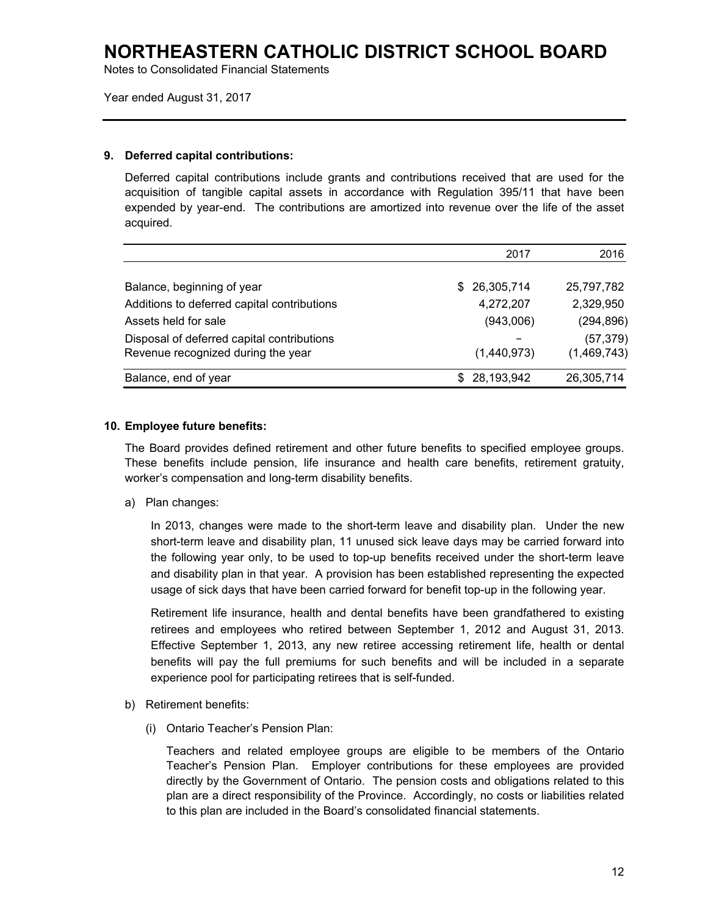# NORTHEASTERN CATHOLIC DISTRICT SCHOOL BOARD

Notes to Consolidated Financial Statements

Year ended August 31, 2017

## 9. Deferred capital contributions:

Deferred capital contributions include grants and contributions received that are used for the acquisition of tangible capital assets in accordance with Regulation 395/11 that have been expended by year-end. The contributions are amortized into revenue over the life of the asset acquired.

| | 2017 | 2016 |
|---|---|---|
| Balance, beginning of year | $ 26,305,714 | 25,797,782 |
| Additions to deferred capital contributions | 4,272,207 | 2,329,950 |
| Assets held for sale | (943,006) | (294,896) |
| Disposal of deferred capital contributions | – | (57,379) |
| Revenue recognized during the year | (1,440,973) | (1,469,743) |
| Balance, end of year | $ 28,193,942 | 26,305,714 |

## 10. Employee future benefits:

The Board provides defined retirement and other future benefits to specified employee groups. These benefits include pension, life insurance and health care benefits, retirement gratuity, worker's compensation and long-term disability benefits.

a) Plan changes:

In 2013, changes were made to the short-term leave and disability plan. Under the new short-term leave and disability plan, 11 unused sick leave days may be carried forward into the following year only, to be used to top-up benefits received under the short-term leave and disability plan in that year. A provision has been established representing the expected usage of sick days that have been carried forward for benefit top-up in the following year.

Retirement life insurance, health and dental benefits have been grandfathered to existing retirees and employees who retired between September 1, 2012 and August 31, 2013. Effective September 1, 2013, any new retiree accessing retirement life, health or dental benefits will pay the full premiums for such benefits and will be included in a separate experience pool for participating retirees that is self-funded.

b) Retirement benefits:

(i) Ontario Teacher's Pension Plan:

Teachers and related employee groups are eligible to be members of the Ontario Teacher's Pension Plan. Employer contributions for these employees are provided directly by the Government of Ontario. The pension costs and obligations related to this plan are a direct responsibility of the Province. Accordingly, no costs or liabilities related to this plan are included in the Board's consolidated financial statements.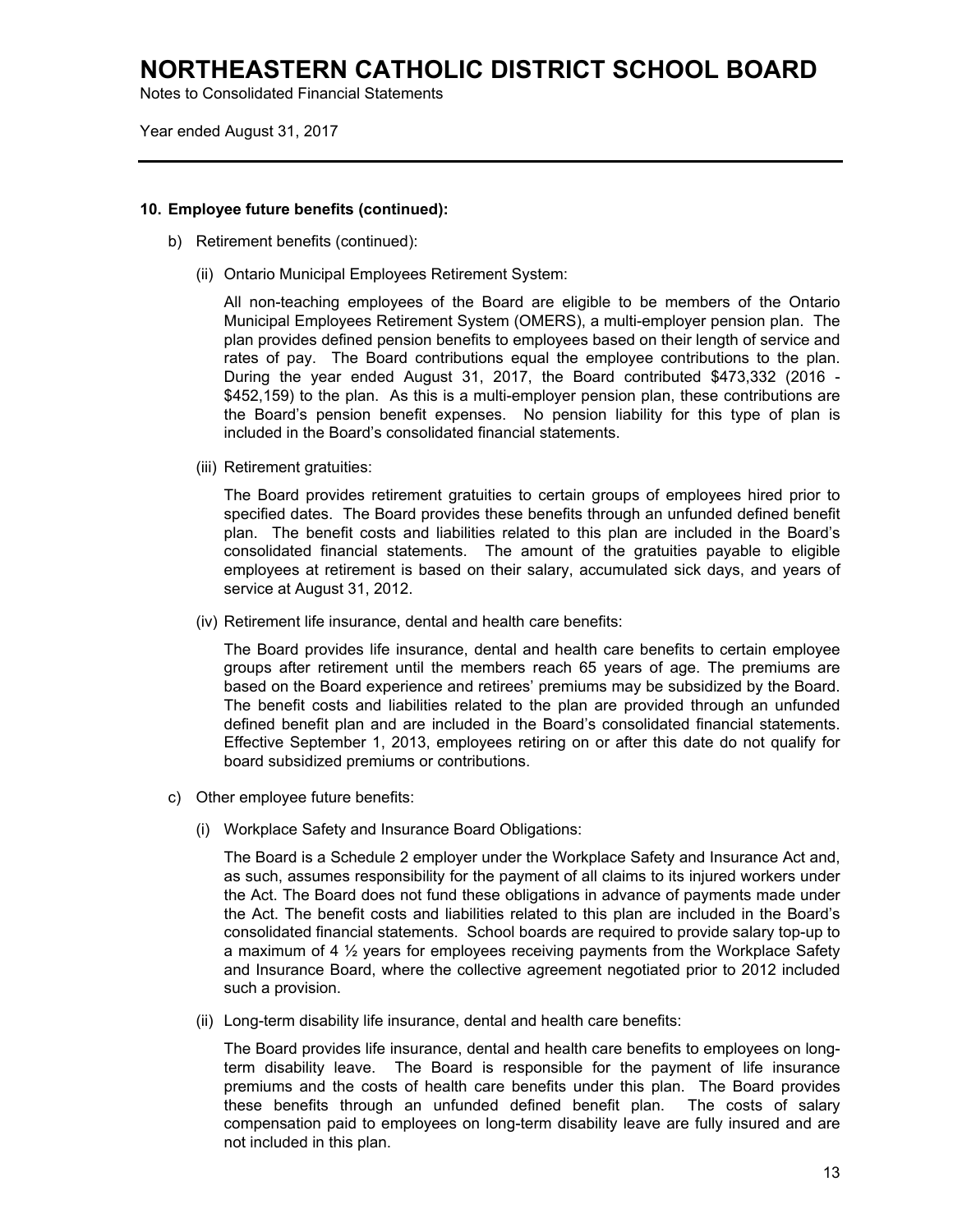# NORTHEASTERN CATHOLIC DISTRICT SCHOOL BOARD

Notes to Consolidated Financial Statements

Year ended August 31, 2017

---

**10. Employee future benefits (continued):**

b) Retirement benefits (continued):

(ii) Ontario Municipal Employees Retirement System:

All non-teaching employees of the Board are eligible to be members of the Ontario Municipal Employees Retirement System (OMERS), a multi-employer pension plan. The plan provides defined pension benefits to employees based on their length of service and rates of pay. The Board contributions equal the employee contributions to the plan. During the year ended August 31, 2017, the Board contributed $473,332 (2016 - $452,159) to the plan. As this is a multi-employer pension plan, these contributions are the Board's pension benefit expenses. No pension liability for this type of plan is included in the Board's consolidated financial statements.

(iii) Retirement gratuities:

The Board provides retirement gratuities to certain groups of employees hired prior to specified dates. The Board provides these benefits through an unfunded defined benefit plan. The benefit costs and liabilities related to this plan are included in the Board's consolidated financial statements. The amount of the gratuities payable to eligible employees at retirement is based on their salary, accumulated sick days, and years of service at August 31, 2012.

(iv) Retirement life insurance, dental and health care benefits:

The Board provides life insurance, dental and health care benefits to certain employee groups after retirement until the members reach 65 years of age. The premiums are based on the Board experience and retirees' premiums may be subsidized by the Board. The benefit costs and liabilities related to the plan are provided through an unfunded defined benefit plan and are included in the Board's consolidated financial statements. Effective September 1, 2013, employees retiring on or after this date do not qualify for board subsidized premiums or contributions.

c) Other employee future benefits:

(i) Workplace Safety and Insurance Board Obligations:

The Board is a Schedule 2 employer under the Workplace Safety and Insurance Act and, as such, assumes responsibility for the payment of all claims to its injured workers under the Act. The Board does not fund these obligations in advance of payments made under the Act. The benefit costs and liabilities related to this plan are included in the Board's consolidated financial statements. School boards are required to provide salary top-up to a maximum of 4 ½ years for employees receiving payments from the Workplace Safety and Insurance Board, where the collective agreement negotiated prior to 2012 included such a provision.

(ii) Long-term disability life insurance, dental and health care benefits:

The Board provides life insurance, dental and health care benefits to employees on long-term disability leave. The Board is responsible for the payment of life insurance premiums and the costs of health care benefits under this plan. The Board provides these benefits through an unfunded defined benefit plan. The costs of salary compensation paid to employees on long-term disability leave are fully insured and are not included in this plan.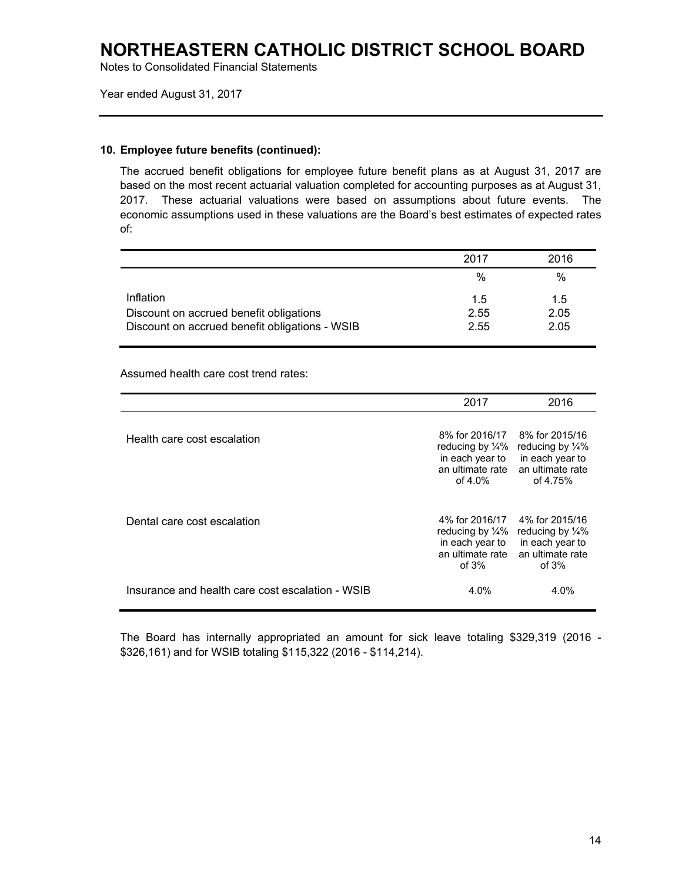# NORTHEASTERN CATHOLIC DISTRICT SCHOOL BOARD

Notes to Consolidated Financial Statements

Year ended August 31, 2017

### 10. Employee future benefits (continued):

The accrued benefit obligations for employee future benefit plans as at August 31, 2017 are based on the most recent actuarial valuation completed for accounting purposes as at August 31, 2017. These actuarial valuations were based on assumptions about future events. The economic assumptions used in these valuations are the Board's best estimates of expected rates of:

| | 2017 | 2016 |
|---|---|---|
| | % | % |
| Inflation | 1.5 | 1.5 |
| Discount on accrued benefit obligations | 2.55 | 2.05 |
| Discount on accrued benefit obligations - WSIB | 2.55 | 2.05 |

Assumed health care cost trend rates:

| | 2017 | 2016 |
|---|---|---|
| Health care cost escalation | 8% for 2016/17 reducing by ¼% in each year to an ultimate rate of 4.0% | 8% for 2015/16 reducing by ¼% in each year to an ultimate rate of 4.75% |
| Dental care cost escalation | 4% for 2016/17 reducing by ¼% in each year to an ultimate rate of 3% | 4% for 2015/16 reducing by ¼% in each year to an ultimate rate of 3% |
| Insurance and health care cost escalation - WSIB | 4.0% | 4.0% |

The Board has internally appropriated an amount for sick leave totaling $329,319 (2016 - $326,161) and for WSIB totaling $115,322 (2016 - $114,214).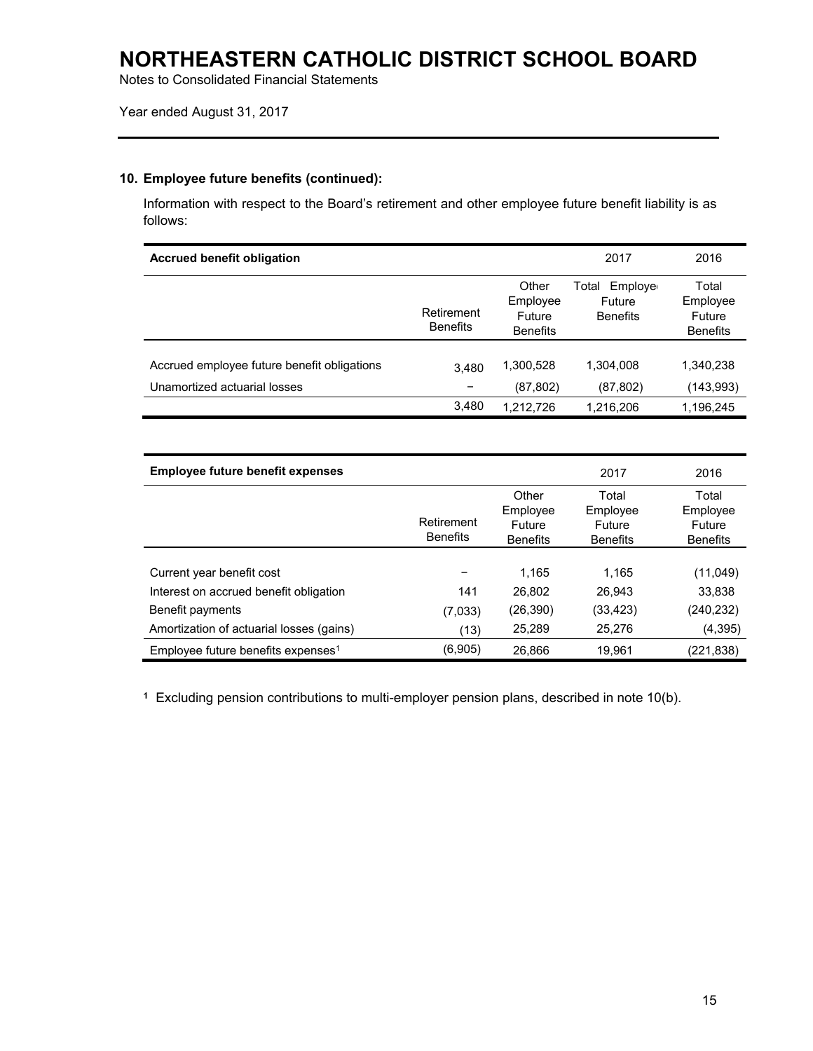# NORTHEASTERN CATHOLIC DISTRICT SCHOOL BOARD

Notes to Consolidated Financial Statements

Year ended August 31, 2017

### 10. Employee future benefits (continued):

Information with respect to the Board's retirement and other employee future benefit liability is as follows:

| **Accrued benefit obligation** | | | 2017 | 2016 |
|---|---|---|---|---|
| | Retirement Benefits | Other Employee Future Benefits | Total Employee Future Benefits | Total Employee Future Benefits |
| Accrued employee future benefit obligations | 3,480 | 1,300,528 | 1,304,008 | 1,340,238 |
| Unamortized actuarial losses | − | (87,802) | (87,802) | (143,993) |
| | 3,480 | 1,212,726 | 1,216,206 | 1,196,245 |

| **Employee future benefit expenses** | | | 2017 | 2016 |
|---|---|---|---|---|
| | Retirement Benefits | Other Employee Future Benefits | Total Employee Future Benefits | Total Employee Future Benefits |
| Current year benefit cost | − | 1,165 | 1,165 | (11,049) |
| Interest on accrued benefit obligation | 141 | 26,802 | 26,943 | 33,838 |
| Benefit payments | (7,033) | (26,390) | (33,423) | (240,232) |
| Amortization of actuarial losses (gains) | (13) | 25,289 | 25,276 | (4,395) |
| Employee future benefits expenses[1] | (6,905) | 26,866 | 19,961 | (221,838) |

[1] Excluding pension contributions to multi-employer pension plans, described in note 10(b).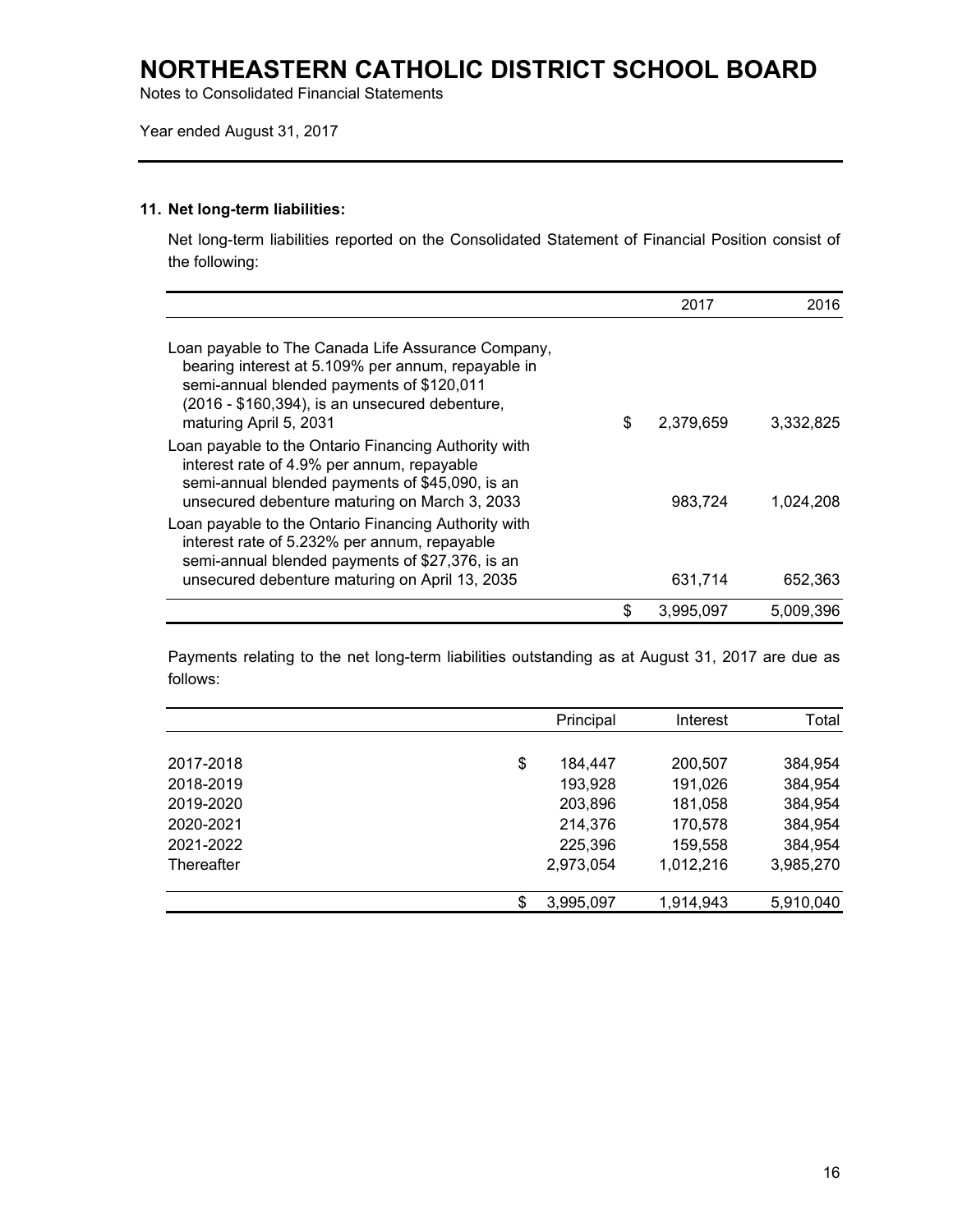# NORTHEASTERN CATHOLIC DISTRICT SCHOOL BOARD

Notes to Consolidated Financial Statements

Year ended August 31, 2017

### 11. Net long-term liabilities:

Net long-term liabilities reported on the Consolidated Statement of Financial Position consist of the following:

| | 2017 | 2016 |
|---|---|---|
| Loan payable to The Canada Life Assurance Company, bearing interest at 5.109% per annum, repayable in semi-annual blended payments of $120,011 (2016 - $160,394), is an unsecured debenture, maturing April 5, 2031 | $ 2,379,659 | 3,332,825 |
| Loan payable to the Ontario Financing Authority with interest rate of 4.9% per annum, repayable semi-annual blended payments of $45,090, is an unsecured debenture maturing on March 3, 2033 | 983,724 | 1,024,208 |
| Loan payable to the Ontario Financing Authority with interest rate of 5.232% per annum, repayable semi-annual blended payments of $27,376, is an unsecured debenture maturing on April 13, 2035 | 631,714 | 652,363 |
| | $ 3,995,097 | 5,009,396 |

Payments relating to the net long-term liabilities outstanding as at August 31, 2017 are due as follows:

| | Principal | Interest | Total |
|---|---|---|---|
| 2017-2018 | $ 184,447 | 200,507 | 384,954 |
| 2018-2019 | 193,928 | 191,026 | 384,954 |
| 2019-2020 | 203,896 | 181,058 | 384,954 |
| 2020-2021 | 214,376 | 170,578 | 384,954 |
| 2021-2022 | 225,396 | 159,558 | 384,954 |
| Thereafter | 2,973,054 | 1,012,216 | 3,985,270 |
| | $ 3,995,097 | 1,914,943 | 5,910,040 |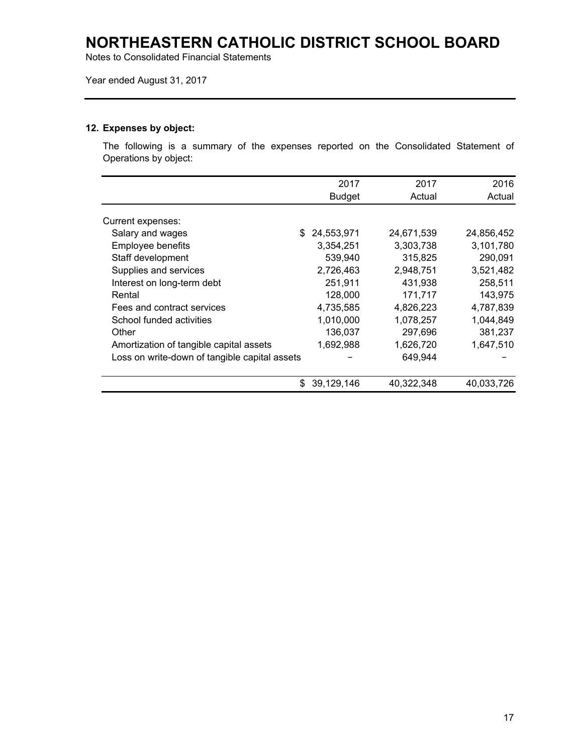# NORTHEASTERN CATHOLIC DISTRICT SCHOOL BOARD

Notes to Consolidated Financial Statements

Year ended August 31, 2017

## 12. Expenses by object:

The following is a summary of the expenses reported on the Consolidated Statement of Operations by object:

| | 2017 Budget | 2017 Actual | 2016 Actual |
|---|---|---|---|
| Current expenses: | | | |
| Salary and wages | $ 24,553,971 | 24,671,539 | 24,856,452 |
| Employee benefits | 3,354,251 | 3,303,738 | 3,101,780 |
| Staff development | 539,940 | 315,825 | 290,091 |
| Supplies and services | 2,726,463 | 2,948,751 | 3,521,482 |
| Interest on long-term debt | 251,911 | 431,938 | 258,511 |
| Rental | 128,000 | 171,717 | 143,975 |
| Fees and contract services | 4,735,585 | 4,826,223 | 4,787,839 |
| School funded activities | 1,010,000 | 1,078,257 | 1,044,849 |
| Other | 136,037 | 297,696 | 381,237 |
| Amortization of tangible capital assets | 1,692,988 | 1,626,720 | 1,647,510 |
| Loss on write-down of tangible capital assets | – | 649,944 | – |
| | $ 39,129,146 | 40,322,348 | 40,033,726 |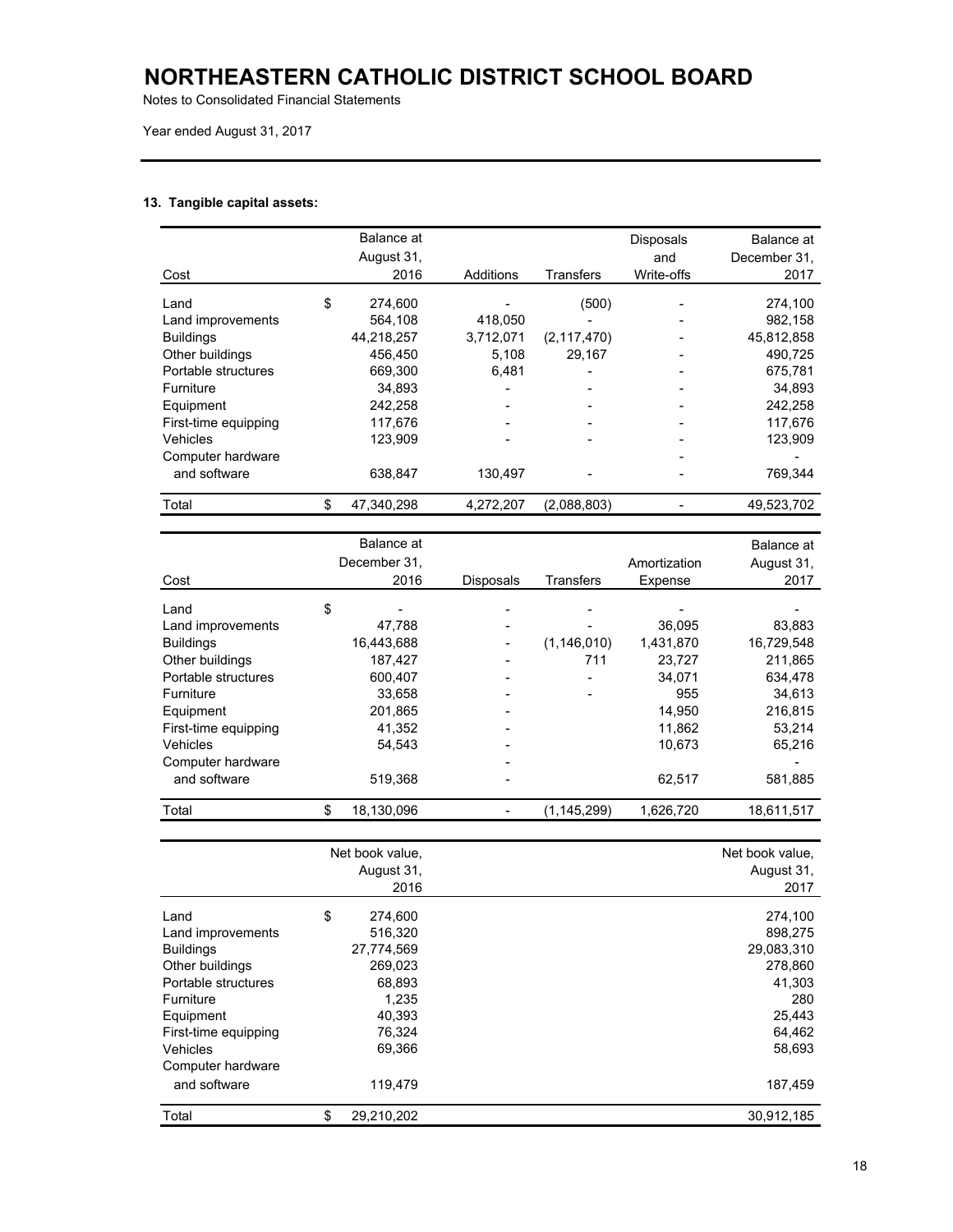# NORTHEASTERN CATHOLIC DISTRICT SCHOOL BOARD

Notes to Consolidated Financial Statements

Year ended August 31, 2017

### 13. Tangible capital assets:

| Cost | Balance at August 31, 2016 | Additions | Transfers | Disposals and Write-offs | Balance at December 31, 2017 |
|---|---|---|---|---|---|
| Land | $ 274,600 | - | (500) | - | 274,100 |
| Land improvements | 564,108 | 418,050 | - | - | 982,158 |
| Buildings | 44,218,257 | 3,712,071 | (2,117,470) | - | 45,812,858 |
| Other buildings | 456,450 | 5,108 | 29,167 | - | 490,725 |
| Portable structures | 669,300 | 6,481 | - | - | 675,781 |
| Furniture | 34,893 | - | - | - | 34,893 |
| Equipment | 242,258 | - | - | - | 242,258 |
| First-time equipping | 117,676 | - | - | - | 117,676 |
| Vehicles | 123,909 | - | - | - | 123,909 |
| Computer hardware and software | 638,847 | 130,497 | - | - | 769,344 |
| Total | $ 47,340,298 | 4,272,207 | (2,088,803) | - | 49,523,702 |

| Cost | Balance at December 31, 2016 | Disposals | Transfers | Amortization Expense | Balance at August 31, 2017 |
|---|---|---|---|---|---|
| Land | $ - | - | - | - | - |
| Land improvements | 47,788 | - | - | 36,095 | 83,883 |
| Buildings | 16,443,688 | - | (1,146,010) | 1,431,870 | 16,729,548 |
| Other buildings | 187,427 | - | 711 | 23,727 | 211,865 |
| Portable structures | 600,407 | - | - | 34,071 | 634,478 |
| Furniture | 33,658 | - | - | 955 | 34,613 |
| Equipment | 201,865 | - | | 14,950 | 216,815 |
| First-time equipping | 41,352 | - | | 11,862 | 53,214 |
| Vehicles | 54,543 | - | | 10,673 | 65,216 |
| Computer hardware and software | 519,368 | - | | 62,517 | 581,885 |
| Total | $ 18,130,096 | - | (1,145,299) | 1,626,720 | 18,611,517 |

| | Net book value, August 31, 2016 | Net book value, August 31, 2017 |
|---|---|---|
| Land | $ 274,600 | 274,100 |
| Land improvements | 516,320 | 898,275 |
| Buildings | 27,774,569 | 29,083,310 |
| Other buildings | 269,023 | 278,860 |
| Portable structures | 68,893 | 41,303 |
| Furniture | 1,235 | 280 |
| Equipment | 40,393 | 25,443 |
| First-time equipping | 76,324 | 64,462 |
| Vehicles | 69,366 | 58,693 |
| Computer hardware and software | 119,479 | 187,459 |
| Total | $ 29,210,202 | 30,912,185 |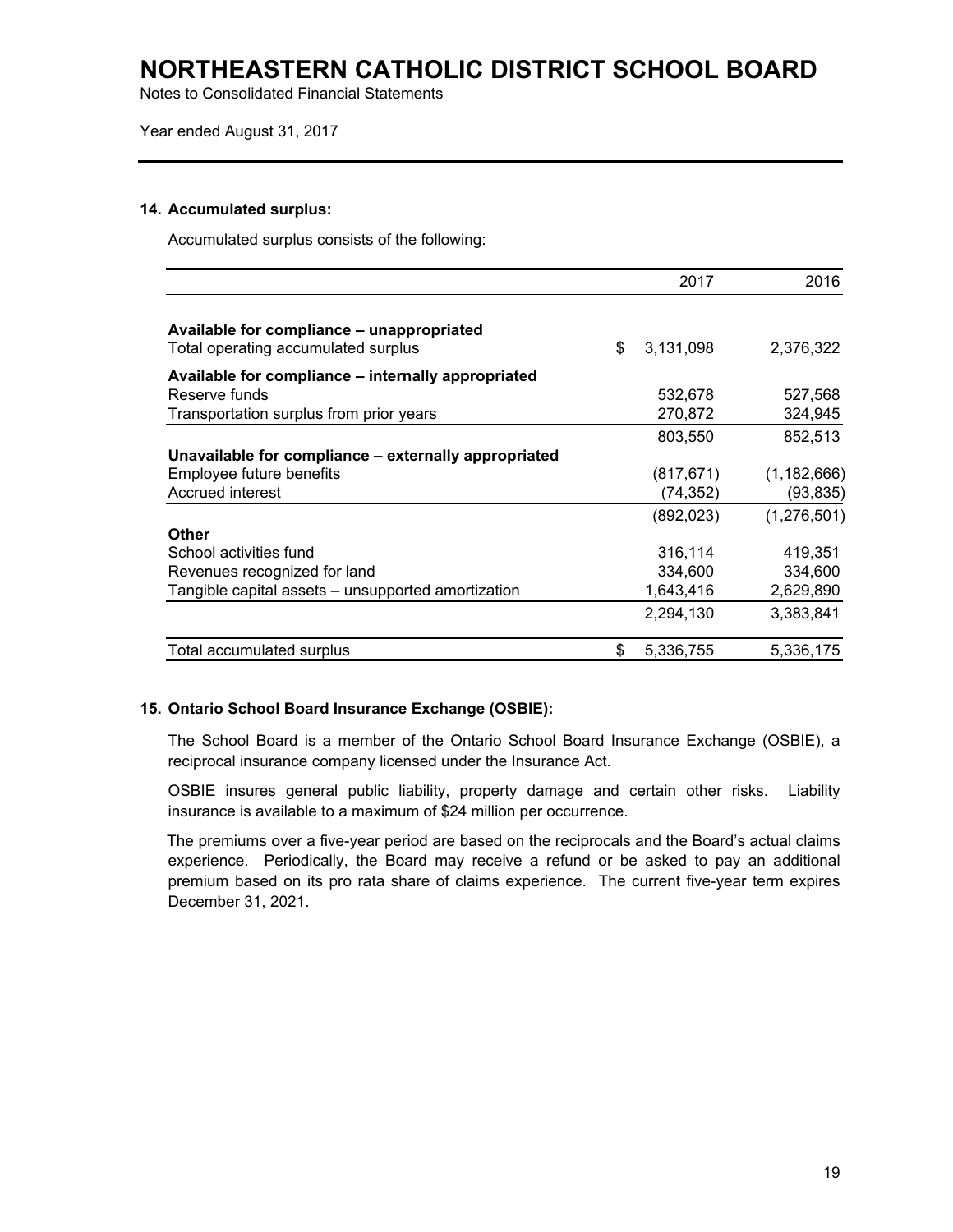# NORTHEASTERN CATHOLIC DISTRICT SCHOOL BOARD

Notes to Consolidated Financial Statements

Year ended August 31, 2017

### 14. Accumulated surplus:

Accumulated surplus consists of the following:

| | | 2017 | 2016 |
|---|---|---|---|
| **Available for compliance – unappropriated** | | | |
| Total operating accumulated surplus | $ | 3,131,098 | 2,376,322 |
| **Available for compliance – internally appropriated** | | | |
| Reserve funds | | 532,678 | 527,568 |
| Transportation surplus from prior years | | 270,872 | 324,945 |
| | | 803,550 | 852,513 |
| **Unavailable for compliance – externally appropriated** | | | |
| Employee future benefits | | (817,671) | (1,182,666) |
| Accrued interest | | (74,352) | (93,835) |
| | | (892,023) | (1,276,501) |
| **Other** | | | |
| School activities fund | | 316,114 | 419,351 |
| Revenues recognized for land | | 334,600 | 334,600 |
| Tangible capital assets – unsupported amortization | | 1,643,416 | 2,629,890 |
| | | 2,294,130 | 3,383,841 |
| Total accumulated surplus | $ | 5,336,755 | 5,336,175 |

### 15. Ontario School Board Insurance Exchange (OSBIE):

The School Board is a member of the Ontario School Board Insurance Exchange (OSBIE), a reciprocal insurance company licensed under the Insurance Act.

OSBIE insures general public liability, property damage and certain other risks. Liability insurance is available to a maximum of $24 million per occurrence.

The premiums over a five-year period are based on the reciprocals and the Board's actual claims experience. Periodically, the Board may receive a refund or be asked to pay an additional premium based on its pro rata share of claims experience. The current five-year term expires December 31, 2021.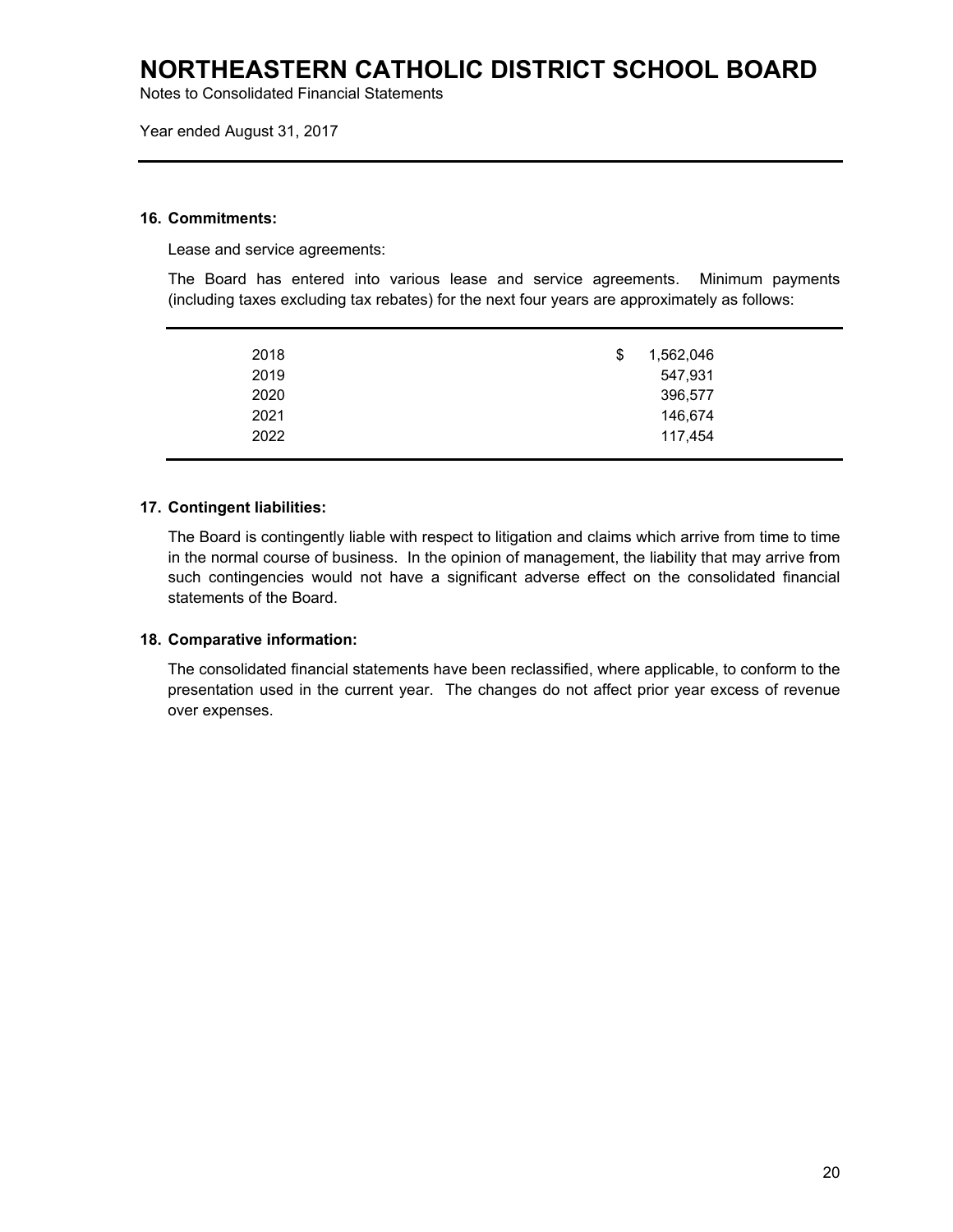# NORTHEASTERN CATHOLIC DISTRICT SCHOOL BOARD

Notes to Consolidated Financial Statements

Year ended August 31, 2017

### 16. Commitments:

Lease and service agreements:

The Board has entered into various lease and service agreements. Minimum payments (including taxes excluding tax rebates) for the next four years are approximately as follows:

| | |
|---|---|
| 2018 | $ 1,562,046 |
| 2019 | 547,931 |
| 2020 | 396,577 |
| 2021 | 146,674 |
| 2022 | 117,454 |

### 17. Contingent liabilities:

The Board is contingently liable with respect to litigation and claims which arrive from time to time in the normal course of business. In the opinion of management, the liability that may arrive from such contingencies would not have a significant adverse effect on the consolidated financial statements of the Board.

### 18. Comparative information:

The consolidated financial statements have been reclassified, where applicable, to conform to the presentation used in the current year. The changes do not affect prior year excess of revenue over expenses.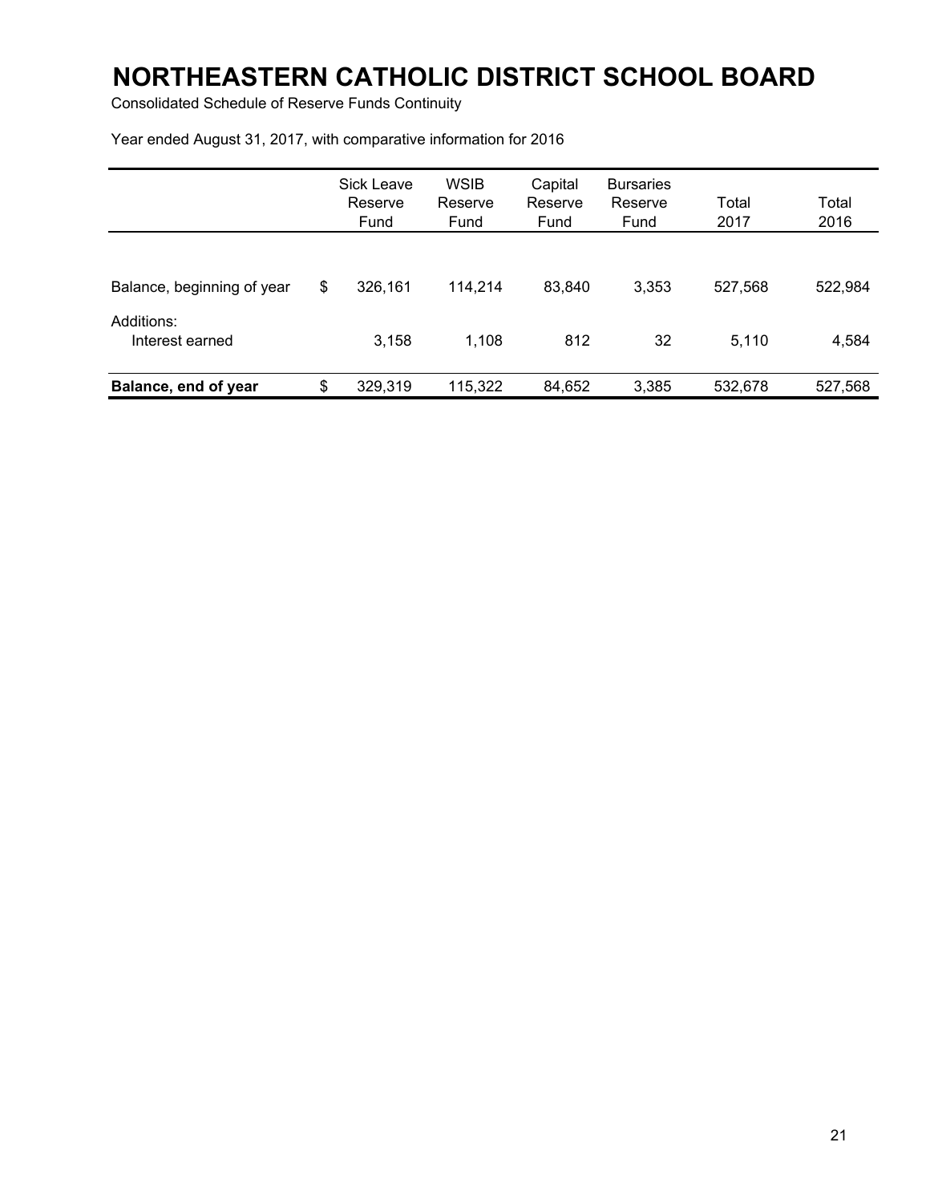# NORTHEASTERN CATHOLIC DISTRICT SCHOOL BOARD

Consolidated Schedule of Reserve Funds Continuity

Year ended August 31, 2017, with comparative information for 2016

| | | Sick Leave Reserve Fund | WSIB Reserve Fund | Capital Reserve Fund | Bursaries Reserve Fund | Total 2017 | Total 2016 |
|---|---|---|---|---|---|---|---|
| Balance, beginning of year | $ | 326,161 | 114,214 | 83,840 | 3,353 | 527,568 | 522,984 |
| Additions: | | | | | | | |
| Interest earned | | 3,158 | 1,108 | 812 | 32 | 5,110 | 4,584 |
| **Balance, end of year** | $ | 329,319 | 115,322 | 84,652 | 3,385 | 532,678 | 527,568 |